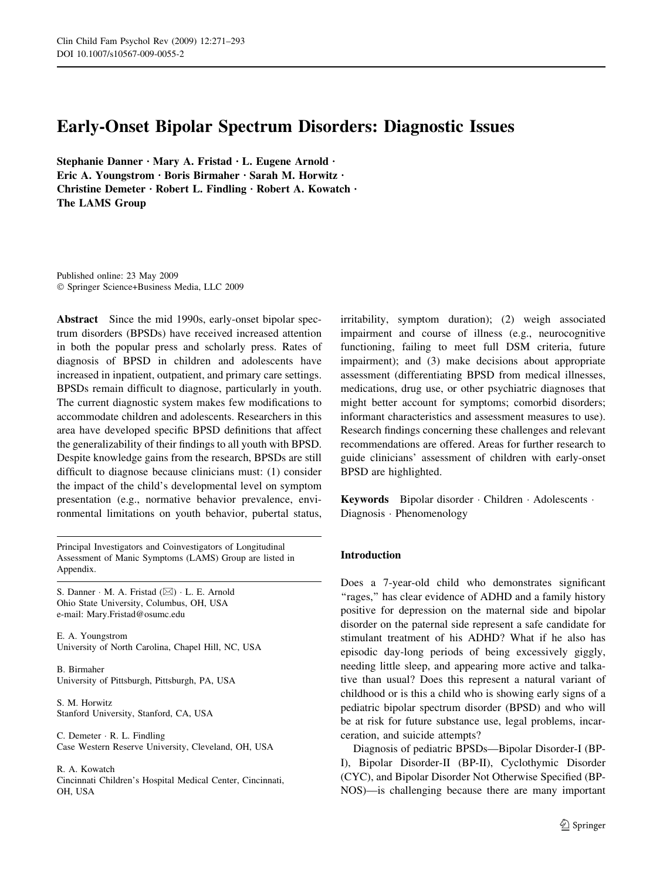# Early-Onset Bipolar Spectrum Disorders: Diagnostic Issues

**Stephanie Danner · Mary A. Fristad · L. Eugene Arnold · Eric A. Youngstrom · Boris Birmaher · Sarah M. Horwitz · Christine Demeter · Robert L. Findling · Robert A. Kowatch · The LAMS Group**

Published online: 23 May 2009
© Springer Science+Business Media, LLC 2009

**Abstract** Since the mid 1990s, early-onset bipolar spectrum disorders (BPSDs) have received increased attention in both the popular press and scholarly press. Rates of diagnosis of BPSD in children and adolescents have increased in inpatient, outpatient, and primary care settings. BPSDs remain difficult to diagnose, particularly in youth. The current diagnostic system makes few modifications to accommodate children and adolescents. Researchers in this area have developed specific BPSD definitions that affect the generalizability of their findings to all youth with BPSD. Despite knowledge gains from the research, BPSDs are still difficult to diagnose because clinicians must: (1) consider the impact of the child's developmental level on symptom presentation (e.g., normative behavior prevalence, environmental limitations on youth behavior, pubertal status, irritability, symptom duration); (2) weigh associated impairment and course of illness (e.g., neurocognitive functioning, failing to meet full DSM criteria, future impairment); and (3) make decisions about appropriate assessment (differentiating BPSD from medical illnesses, medications, drug use, or other psychiatric diagnoses that might better account for symptoms; comorbid disorders; informant characteristics and assessment measures to use). Research findings concerning these challenges and relevant recommendations are offered. Areas for further research to guide clinicians' assessment of children with early-onset BPSD are highlighted.

**Keywords** Bipolar disorder · Children · Adolescents · Diagnosis · Phenomenology

Principal Investigators and Coinvestigators of Longitudinal Assessment of Manic Symptoms (LAMS) Group are listed in Appendix.

S. Danner · M. A. Fristad (✉) · L. E. Arnold
Ohio State University, Columbus, OH, USA
e-mail: Mary.Fristad@osumc.edu

E. A. Youngstrom
University of North Carolina, Chapel Hill, NC, USA

B. Birmaher
University of Pittsburgh, Pittsburgh, PA, USA

S. M. Horwitz
Stanford University, Stanford, CA, USA

C. Demeter · R. L. Findling
Case Western Reserve University, Cleveland, OH, USA

R. A. Kowatch
Cincinnati Children's Hospital Medical Center, Cincinnati, OH, USA

## Introduction

Does a 7-year-old child who demonstrates significant "rages," has clear evidence of ADHD and a family history positive for depression on the maternal side and bipolar disorder on the paternal side represent a safe candidate for stimulant treatment of his ADHD? What if he also has episodic day-long periods of being excessively giggly, needing little sleep, and appearing more active and talkative than usual? Does this represent a natural variant of childhood or is this a child who is showing early signs of a pediatric bipolar spectrum disorder (BPSD) and who will be at risk for future substance use, legal problems, incarceration, and suicide attempts?

Diagnosis of pediatric BPSDs—Bipolar Disorder-I (BP-I), Bipolar Disorder-II (BP-II), Cyclothymic Disorder (CYC), and Bipolar Disorder Not Otherwise Specified (BP-NOS)—is challenging because there are many important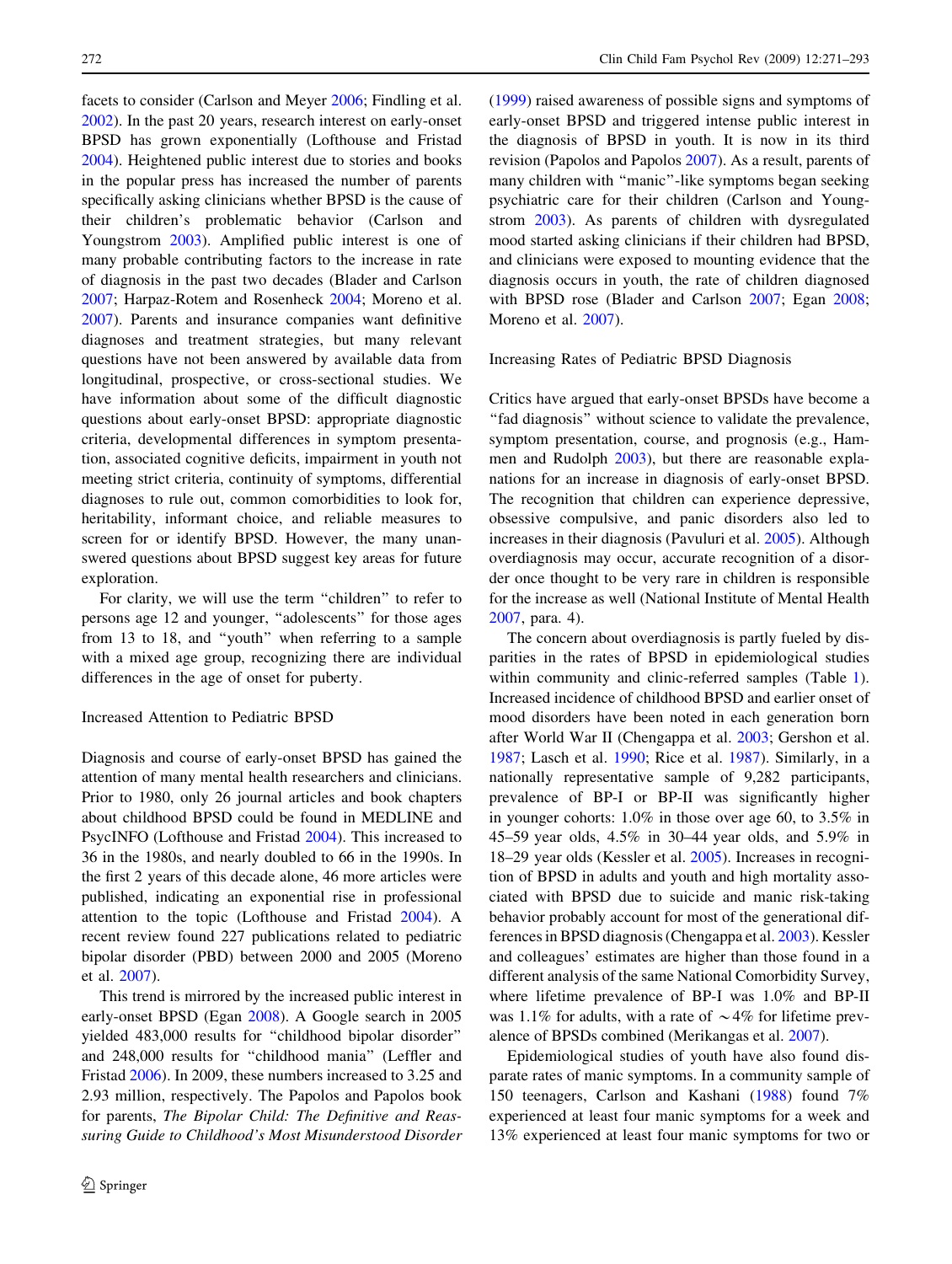facets to consider (Carlson and Meyer 2006; Findling et al. 2002). In the past 20 years, research interest on early-onset BPSD has grown exponentially (Lofthouse and Fristad 2004). Heightened public interest due to stories and books in the popular press has increased the number of parents specifically asking clinicians whether BPSD is the cause of their children's problematic behavior (Carlson and Youngstrom 2003). Amplified public interest is one of many probable contributing factors to the increase in rate of diagnosis in the past two decades (Blader and Carlson 2007; Harpaz-Rotem and Rosenheck 2004; Moreno et al. 2007). Parents and insurance companies want definitive diagnoses and treatment strategies, but many relevant questions have not been answered by available data from longitudinal, prospective, or cross-sectional studies. We have information about some of the difficult diagnostic questions about early-onset BPSD: appropriate diagnostic criteria, developmental differences in symptom presentation, associated cognitive deficits, impairment in youth not meeting strict criteria, continuity of symptoms, differential diagnoses to rule out, common comorbidities to look for, heritability, informant choice, and reliable measures to screen for or identify BPSD. However, the many unanswered questions about BPSD suggest key areas for future exploration.

For clarity, we will use the term "children" to refer to persons age 12 and younger, "adolescents" for those ages from 13 to 18, and "youth" when referring to a sample with a mixed age group, recognizing there are individual differences in the age of onset for puberty.

## Increased Attention to Pediatric BPSD

Diagnosis and course of early-onset BPSD has gained the attention of many mental health researchers and clinicians. Prior to 1980, only 26 journal articles and book chapters about childhood BPSD could be found in MEDLINE and PsycINFO (Lofthouse and Fristad 2004). This increased to 36 in the 1980s, and nearly doubled to 66 in the 1990s. In the first 2 years of this decade alone, 46 more articles were published, indicating an exponential rise in professional attention to the topic (Lofthouse and Fristad 2004). A recent review found 227 publications related to pediatric bipolar disorder (PBD) between 2000 and 2005 (Moreno et al. 2007).

This trend is mirrored by the increased public interest in early-onset BPSD (Egan 2008). A Google search in 2005 yielded 483,000 results for "childhood bipolar disorder" and 248,000 results for "childhood mania" (Leffler and Fristad 2006). In 2009, these numbers increased to 3.25 and 2.93 million, respectively. The Papolos and Papolos book for parents, *The Bipolar Child: The Definitive and Reassuring Guide to Childhood's Most Misunderstood Disorder* (1999) raised awareness of possible signs and symptoms of early-onset BPSD and triggered intense public interest in the diagnosis of BPSD in youth. It is now in its third revision (Papolos and Papolos 2007). As a result, parents of many children with "manic"-like symptoms began seeking psychiatric care for their children (Carlson and Youngstrom 2003). As parents of children with dysregulated mood started asking clinicians if their children had BPSD, and clinicians were exposed to mounting evidence that the diagnosis occurs in youth, the rate of children diagnosed with BPSD rose (Blader and Carlson 2007; Egan 2008; Moreno et al. 2007).

## Increasing Rates of Pediatric BPSD Diagnosis

Critics have argued that early-onset BPSDs have become a "fad diagnosis" without science to validate the prevalence, symptom presentation, course, and prognosis (e.g., Hammen and Rudolph 2003), but there are reasonable explanations for an increase in diagnosis of early-onset BPSD. The recognition that children can experience depressive, obsessive compulsive, and panic disorders also led to increases in their diagnosis (Pavuluri et al. 2005). Although overdiagnosis may occur, accurate recognition of a disorder once thought to be very rare in children is responsible for the increase as well (National Institute of Mental Health 2007, para. 4).

The concern about overdiagnosis is partly fueled by disparities in the rates of BPSD in epidemiological studies within community and clinic-referred samples (Table 1). Increased incidence of childhood BPSD and earlier onset of mood disorders have been noted in each generation born after World War II (Chengappa et al. 2003; Gershon et al. 1987; Lasch et al. 1990; Rice et al. 1987). Similarly, in a nationally representative sample of 9,282 participants, prevalence of BP-I or BP-II was significantly higher in younger cohorts: 1.0% in those over age 60, to 3.5% in 45–59 year olds, 4.5% in 30–44 year olds, and 5.9% in 18–29 year olds (Kessler et al. 2005). Increases in recognition of BPSD in adults and youth and high mortality associated with BPSD due to suicide and manic risk-taking behavior probably account for most of the generational differences in BPSD diagnosis (Chengappa et al. 2003). Kessler and colleagues' estimates are higher than those found in a different analysis of the same National Comorbidity Survey, where lifetime prevalence of BP-I was 1.0% and BP-II was 1.1% for adults, with a rate of ~4% for lifetime prevalence of BPSDs combined (Merikangas et al. 2007).

Epidemiological studies of youth have also found disparate rates of manic symptoms. In a community sample of 150 teenagers, Carlson and Kashani (1988) found 7% experienced at least four manic symptoms for a week and 13% experienced at least four manic symptoms for two or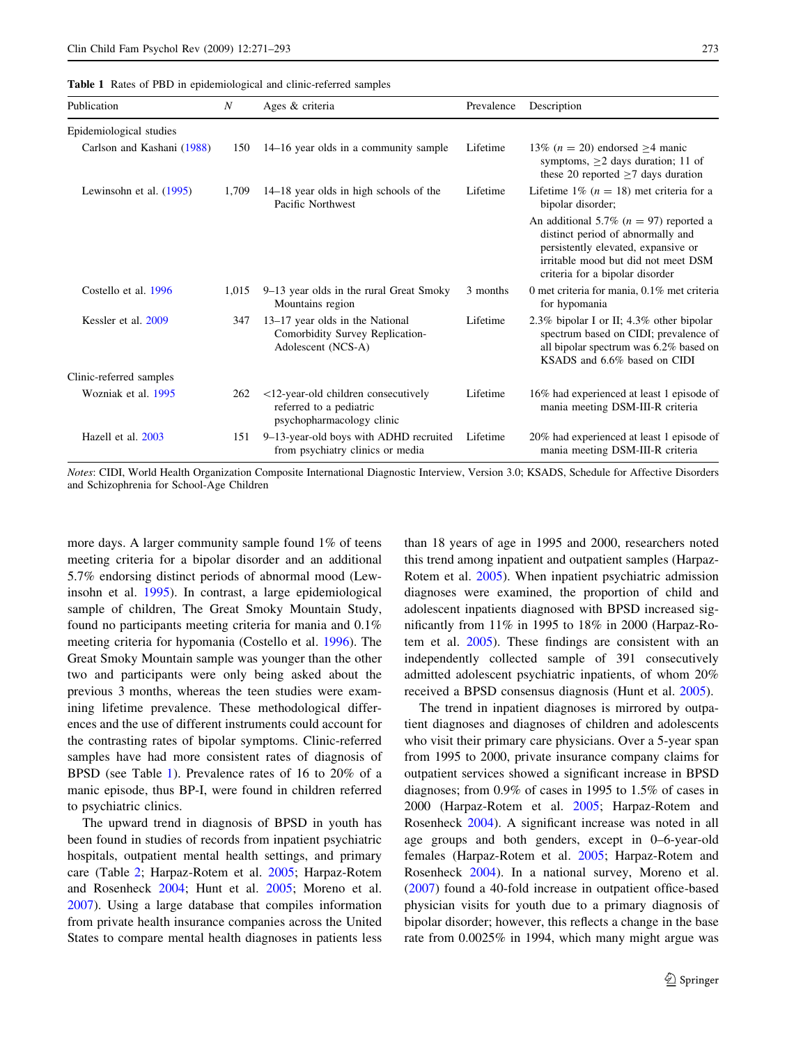**Table 1** Rates of PBD in epidemiological and clinic-referred samples

| Publication | N | Ages & criteria | Prevalence | Description |
|---|---|---|---|---|
| Epidemiological studies | | | | |
| Carlson and Kashani (1988) | 150 | 14–16 year olds in a community sample | Lifetime | 13% ($n = 20$) endorsed ≥4 manic symptoms, ≥2 days duration; 11 of these 20 reported ≥7 days duration |
| Lewinsohn et al. (1995) | 1,709 | 14–18 year olds in high schools of the Pacific Northwest | Lifetime | Lifetime 1% ($n = 18$) met criteria for a bipolar disorder; An additional 5.7% ($n = 97$) reported a distinct period of abnormally and persistently elevated, expansive or irritable mood but did not meet DSM criteria for a bipolar disorder |
| Costello et al. 1996 | 1,015 | 9–13 year olds in the rural Great Smoky Mountains region | 3 months | 0 met criteria for mania, 0.1% met criteria for hypomania |
| Kessler et al. 2009 | 347 | 13–17 year olds in the National Comorbidity Survey Replication-Adolescent (NCS-A) | Lifetime | 2.3% bipolar I or II; 4.3% other bipolar spectrum based on CIDI; prevalence of all bipolar spectrum was 6.2% based on KSADS and 6.6% based on CIDI |
| Clinic-referred samples | | | | |
| Wozniak et al. 1995 | 262 | <12-year-old children consecutively referred to a pediatric psychopharmacology clinic | Lifetime | 16% had experienced at least 1 episode of mania meeting DSM-III-R criteria |
| Hazell et al. 2003 | 151 | 9–13-year-old boys with ADHD recruited from psychiatry clinics or media | Lifetime | 20% had experienced at least 1 episode of mania meeting DSM-III-R criteria |

*Notes*: CIDI, World Health Organization Composite International Diagnostic Interview, Version 3.0; KSADS, Schedule for Affective Disorders and Schizophrenia for School-Age Children

more days. A larger community sample found 1% of teens meeting criteria for a bipolar disorder and an additional 5.7% endorsing distinct periods of abnormal mood (Lewinsohn et al. 1995). In contrast, a large epidemiological sample of children, The Great Smoky Mountain Study, found no participants meeting criteria for mania and 0.1% meeting criteria for hypomania (Costello et al. 1996). The Great Smoky Mountain sample was younger than the other two and participants were only being asked about the previous 3 months, whereas the teen studies were examining lifetime prevalence. These methodological differences and the use of different instruments could account for the contrasting rates of bipolar symptoms. Clinic-referred samples have had more consistent rates of diagnosis of BPSD (see Table 1). Prevalence rates of 16 to 20% of a manic episode, thus BP-I, were found in children referred to psychiatric clinics.

The upward trend in diagnosis of BPSD in youth has been found in studies of records from inpatient psychiatric hospitals, outpatient mental health settings, and primary care (Table 2; Harpaz-Rotem et al. 2005; Harpaz-Rotem and Rosenheck 2004; Hunt et al. 2005; Moreno et al. 2007). Using a large database that compiles information from private health insurance companies across the United States to compare mental health diagnoses in patients less than 18 years of age in 1995 and 2000, researchers noted this trend among inpatient and outpatient samples (Harpaz-Rotem et al. 2005). When inpatient psychiatric admission diagnoses were examined, the proportion of child and adolescent inpatients diagnosed with BPSD increased significantly from 11% in 1995 to 18% in 2000 (Harpaz-Rotem et al. 2005). These findings are consistent with an independently collected sample of 391 consecutively admitted adolescent psychiatric inpatients, of whom 20% received a BPSD consensus diagnosis (Hunt et al. 2005).

The trend in inpatient diagnoses is mirrored by outpatient diagnoses and diagnoses of children and adolescents who visit their primary care physicians. Over a 5-year span from 1995 to 2000, private insurance company claims for outpatient services showed a significant increase in BPSD diagnoses; from 0.9% of cases in 1995 to 1.5% of cases in 2000 (Harpaz-Rotem et al. 2005; Harpaz-Rotem and Rosenheck 2004). A significant increase was noted in all age groups and both genders, except in 0–6-year-old females (Harpaz-Rotem et al. 2005; Harpaz-Rotem and Rosenheck 2004). In a national survey, Moreno et al. (2007) found a 40-fold increase in outpatient office-based physician visits for youth due to a primary diagnosis of bipolar disorder; however, this reflects a change in the base rate from 0.0025% in 1994, which many might argue was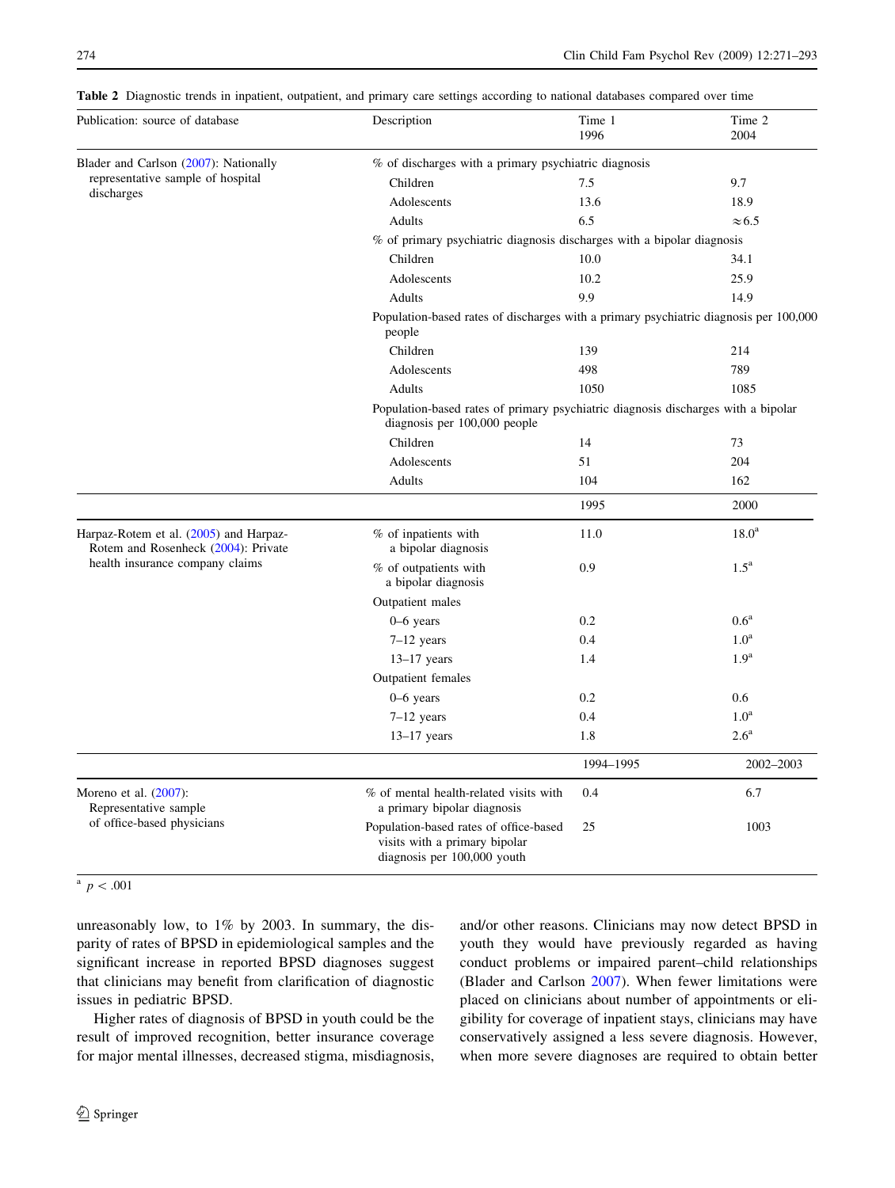**Table 2** Diagnostic trends in inpatient, outpatient, and primary care settings according to national databases compared over time

| Publication: source of database | Description | Time 1 1996 | Time 2 2004 |
|---|---|---|---|
| Blader and Carlson (2007): Nationally representative sample of hospital discharges | % of discharges with a primary psychiatric diagnosis | | |
| | Children | 7.5 | 9.7 |
| | Adolescents | 13.6 | 18.9 |
| | Adults | 6.5 | ≈6.5 |
| | % of primary psychiatric diagnosis discharges with a bipolar diagnosis | | |
| | Children | 10.0 | 34.1 |
| | Adolescents | 10.2 | 25.9 |
| | Adults | 9.9 | 14.9 |
| | Population-based rates of discharges with a primary psychiatric diagnosis per 100,000 people | | |
| | Children | 139 | 214 |
| | Adolescents | 498 | 789 |
| | Adults | 1050 | 1085 |
| | Population-based rates of primary psychiatric diagnosis discharges with a bipolar diagnosis per 100,000 people | | |
| | Children | 14 | 73 |
| | Adolescents | 51 | 204 |
| | Adults | 104 | 162 |
| | | 1995 | 2000 |
| Harpaz-Rotem et al. (2005) and Harpaz-Rotem and Rosenheck (2004): Private health insurance company claims | % of inpatients with a bipolar diagnosis | 11.0 | 18.0[a] |
| | % of outpatients with a bipolar diagnosis | 0.9 | 1.5[a] |
| | Outpatient males | | |
| | 0–6 years | 0.2 | 0.6[a] |
| | 7–12 years | 0.4 | 1.0[a] |
| | 13–17 years | 1.4 | 1.9[a] |
| | Outpatient females | | |
| | 0–6 years | 0.2 | 0.6 |
| | 7–12 years | 0.4 | 1.0[a] |
| | 13–17 years | 1.8 | 2.6[a] |
| | | 1994–1995 | 2002–2003 |
| Moreno et al. (2007): Representative sample of office-based physicians | % of mental health-related visits with a primary bipolar diagnosis | 0.4 | 6.7 |
| | Population-based rates of office-based visits with a primary bipolar diagnosis per 100,000 youth | 25 | 1003 |

[a] $p < .001$

unreasonably low, to 1% by 2003. In summary, the disparity of rates of BPSD in epidemiological samples and the significant increase in reported BPSD diagnoses suggest that clinicians may benefit from clarification of diagnostic issues in pediatric BPSD.

Higher rates of diagnosis of BPSD in youth could be the result of improved recognition, better insurance coverage for major mental illnesses, decreased stigma, misdiagnosis, and/or other reasons. Clinicians may now detect BPSD in youth they would have previously regarded as having conduct problems or impaired parent–child relationships (Blader and Carlson 2007). When fewer limitations were placed on clinicians about number of appointments or eligibility for coverage of inpatient stays, clinicians may have conservatively assigned a less severe diagnosis. However, when more severe diagnoses are required to obtain better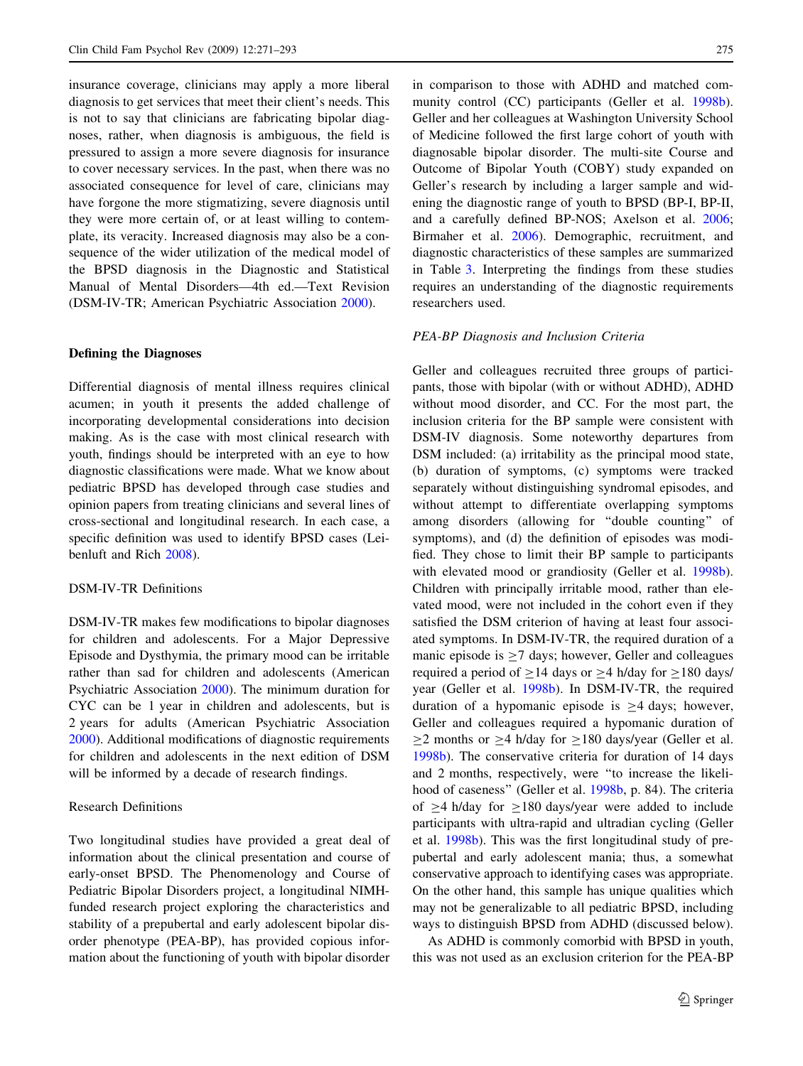insurance coverage, clinicians may apply a more liberal diagnosis to get services that meet their client's needs. This is not to say that clinicians are fabricating bipolar diagnoses, rather, when diagnosis is ambiguous, the field is pressured to assign a more severe diagnosis for insurance to cover necessary services. In the past, when there was no associated consequence for level of care, clinicians may have forgone the more stigmatizing, severe diagnosis until they were more certain of, or at least willing to contemplate, its veracity. Increased diagnosis may also be a consequence of the wider utilization of the medical model of the BPSD diagnosis in the Diagnostic and Statistical Manual of Mental Disorders—4th ed.—Text Revision (DSM-IV-TR; American Psychiatric Association 2000).

## Defining the Diagnoses

Differential diagnosis of mental illness requires clinical acumen; in youth it presents the added challenge of incorporating developmental considerations into decision making. As is the case with most clinical research with youth, findings should be interpreted with an eye to how diagnostic classifications were made. What we know about pediatric BPSD has developed through case studies and opinion papers from treating clinicians and several lines of cross-sectional and longitudinal research. In each case, a specific definition was used to identify BPSD cases (Leibenluft and Rich 2008).

### DSM-IV-TR Definitions

DSM-IV-TR makes few modifications to bipolar diagnoses for children and adolescents. For a Major Depressive Episode and Dysthymia, the primary mood can be irritable rather than sad for children and adolescents (American Psychiatric Association 2000). The minimum duration for CYC can be 1 year in children and adolescents, but is 2 years for adults (American Psychiatric Association 2000). Additional modifications of diagnostic requirements for children and adolescents in the next edition of DSM will be informed by a decade of research findings.

### Research Definitions

Two longitudinal studies have provided a great deal of information about the clinical presentation and course of early-onset BPSD. The Phenomenology and Course of Pediatric Bipolar Disorders project, a longitudinal NIMH-funded research project exploring the characteristics and stability of a prepubertal and early adolescent bipolar disorder phenotype (PEA-BP), has provided copious information about the functioning of youth with bipolar disorder in comparison to those with ADHD and matched community control (CC) participants (Geller et al. 1998b). Geller and her colleagues at Washington University School of Medicine followed the first large cohort of youth with diagnosable bipolar disorder. The multi-site Course and Outcome of Bipolar Youth (COBY) study expanded on Geller's research by including a larger sample and widening the diagnostic range of youth to BPSD (BP-I, BP-II, and a carefully defined BP-NOS; Axelson et al. 2006; Birmaher et al. 2006). Demographic, recruitment, and diagnostic characteristics of these samples are summarized in Table 3. Interpreting the findings from these studies requires an understanding of the diagnostic requirements researchers used.

#### *PEA-BP Diagnosis and Inclusion Criteria*

Geller and colleagues recruited three groups of participants, those with bipolar (with or without ADHD), ADHD without mood disorder, and CC. For the most part, the inclusion criteria for the BP sample were consistent with DSM-IV diagnosis. Some noteworthy departures from DSM included: (a) irritability as the principal mood state, (b) duration of symptoms, (c) symptoms were tracked separately without distinguishing syndromal episodes, and without attempt to differentiate overlapping symptoms among disorders (allowing for "double counting" of symptoms), and (d) the definition of episodes was modified. They chose to limit their BP sample to participants with elevated mood or grandiosity (Geller et al. 1998b). Children with principally irritable mood, rather than elevated mood, were not included in the cohort even if they satisfied the DSM criterion of having at least four associated symptoms. In DSM-IV-TR, the required duration of a manic episode is $\geq$7 days; however, Geller and colleagues required a period of $\geq$14 days or $\geq$4 h/day for $\geq$180 days/year (Geller et al. 1998b). In DSM-IV-TR, the required duration of a hypomanic episode is $\geq$4 days; however, Geller and colleagues required a hypomanic duration of $\geq$2 months or $\geq$4 h/day for $\geq$180 days/year (Geller et al. 1998b). The conservative criteria for duration of 14 days and 2 months, respectively, were "to increase the likelihood of caseness" (Geller et al. 1998b, p. 84). The criteria of $\geq$4 h/day for $\geq$180 days/year were added to include participants with ultra-rapid and ultradian cycling (Geller et al. 1998b). This was the first longitudinal study of prepubertal and early adolescent mania; thus, a somewhat conservative approach to identifying cases was appropriate. On the other hand, this sample has unique qualities which may not be generalizable to all pediatric BPSD, including ways to distinguish BPSD from ADHD (discussed below).

As ADHD is commonly comorbid with BPSD in youth, this was not used as an exclusion criterion for the PEA-BP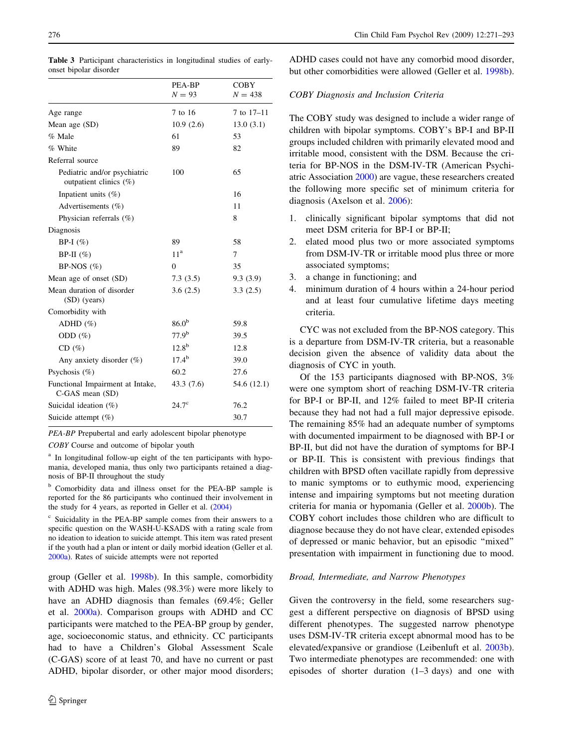**Table 3** Participant characteristics in longitudinal studies of early-onset bipolar disorder

| | PEA-BP $N = 93$ | COBY $N = 438$ |
|---|---|---|
| Age range | 7 to 16 | 7 to 17–11 |
| Mean age (SD) | 10.9 (2.6) | 13.0 (3.1) |
| % Male | 61 | 53 |
| % White | 89 | 82 |
| Referral source | | |
| Pediatric and/or psychiatric outpatient clinics (%) | 100 | 65 |
| Inpatient units (%) | | 16 |
| Advertisements (%) | | 11 |
| Physician referrals (%) | | 8 |
| Diagnosis | | |
| BP-I (%) | 89 | 58 |
| BP-II (%) | 11[a] | 7 |
| BP-NOS (%) | 0 | 35 |
| Mean age of onset (SD) | 7.3 (3.5) | 9.3 (3.9) |
| Mean duration of disorder (SD) (years) | 3.6 (2.5) | 3.3 (2.5) |
| Comorbidity with | | |
| ADHD (%) | 86.0[b] | 59.8 |
| ODD (%) | 77.9[b] | 39.5 |
| CD (%) | 12.8[b] | 12.8 |
| Any anxiety disorder (%) | 17.4[b] | 39.0 |
| Psychosis (%) | 60.2 | 27.6 |
| Functional Impairment at Intake, C-GAS mean (SD) | 43.3 (7.6) | 54.6 (12.1) |
| Suicidal ideation (%) | 24.7[c] | 76.2 |
| Suicide attempt (%) | | 30.7 |

*PEA-BP* Prepubertal and early adolescent bipolar phenotype

*COBY* Course and outcome of bipolar youth

[a] In longitudinal follow-up eight of the ten participants with hypomania, developed mania, thus only two participants retained a diagnosis of BP-II throughout the study

[b] Comorbidity data and illness onset for the PEA-BP sample is reported for the 86 participants who continued their involvement in the study for 4 years, as reported in Geller et al. (2004)

[c] Suicidality in the PEA-BP sample comes from their answers to a specific question on the WASH-U-KSADS with a rating scale from no ideation to ideation to suicide attempt. This item was rated present if the youth had a plan or intent or daily morbid ideation (Geller et al. 2000a). Rates of suicide attempts were not reported

group (Geller et al. 1998b). In this sample, comorbidity with ADHD was high. Males (98.3%) were more likely to have an ADHD diagnosis than females (69.4%; Geller et al. 2000a). Comparison groups with ADHD and CC participants were matched to the PEA-BP group by gender, age, socioeconomic status, and ethnicity. CC participants had to have a Children's Global Assessment Scale (C-GAS) score of at least 70, and have no current or past ADHD, bipolar disorder, or other major mood disorders; ADHD cases could not have any comorbid mood disorder, but other comorbidities were allowed (Geller et al. 1998b).

### COBY Diagnosis and Inclusion Criteria

The COBY study was designed to include a wider range of children with bipolar symptoms. COBY's BP-I and BP-II groups included children with primarily elevated mood and irritable mood, consistent with the DSM. Because the criteria for BP-NOS in the DSM-IV-TR (American Psychiatric Association 2000) are vague, these researchers created the following more specific set of minimum criteria for diagnosis (Axelson et al. 2006):

1. clinically significant bipolar symptoms that did not meet DSM criteria for BP-I or BP-II;
2. elated mood plus two or more associated symptoms from DSM-IV-TR or irritable mood plus three or more associated symptoms;
3. a change in functioning; and
4. minimum duration of 4 hours within a 24-hour period and at least four cumulative lifetime days meeting criteria.

CYC was not excluded from the BP-NOS category. This is a departure from DSM-IV-TR criteria, but a reasonable decision given the absence of validity data about the diagnosis of CYC in youth.

Of the 153 participants diagnosed with BP-NOS, 3% were one symptom short of reaching DSM-IV-TR criteria for BP-I or BP-II, and 12% failed to meet BP-II criteria because they had not had a full major depressive episode. The remaining 85% had an adequate number of symptoms with documented impairment to be diagnosed with BP-I or BP-II, but did not have the duration of symptoms for BP-I or BP-II. This is consistent with previous findings that children with BPSD often vacillate rapidly from depressive to manic symptoms or to euthymic mood, experiencing intense and impairing symptoms but not meeting duration criteria for mania or hypomania (Geller et al. 2000b). The COBY cohort includes those children who are difficult to diagnose because they do not have clear, extended episodes of depressed or manic behavior, but an episodic "mixed" presentation with impairment in functioning due to mood.

### Broad, Intermediate, and Narrow Phenotypes

Given the controversy in the field, some researchers suggest a different perspective on diagnosis of BPSD using different phenotypes. The suggested narrow phenotype uses DSM-IV-TR criteria except abnormal mood has to be elevated/expansive or grandiose (Leibenluft et al. 2003b). Two intermediate phenotypes are recommended: one with episodes of shorter duration (1–3 days) and one with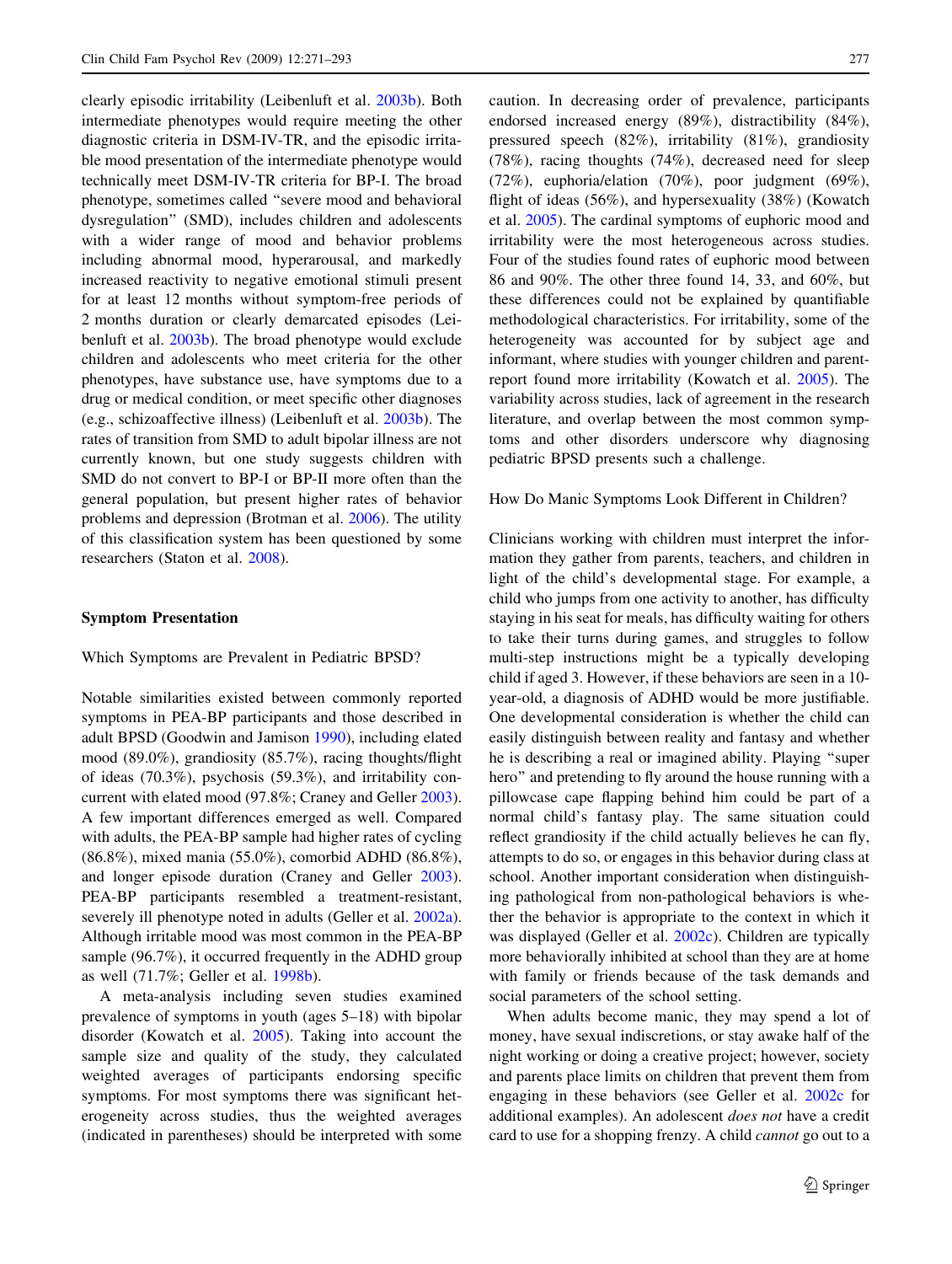clearly episodic irritability (Leibenluft et al. 2003b). Both intermediate phenotypes would require meeting the other diagnostic criteria in DSM-IV-TR, and the episodic irritable mood presentation of the intermediate phenotype would technically meet DSM-IV-TR criteria for BP-I. The broad phenotype, sometimes called "severe mood and behavioral dysregulation" (SMD), includes children and adolescents with a wider range of mood and behavior problems including abnormal mood, hyperarousal, and markedly increased reactivity to negative emotional stimuli present for at least 12 months without symptom-free periods of 2 months duration or clearly demarcated episodes (Leibenluft et al. 2003b). The broad phenotype would exclude children and adolescents who meet criteria for the other phenotypes, have substance use, have symptoms due to a drug or medical condition, or meet specific other diagnoses (e.g., schizoaffective illness) (Leibenluft et al. 2003b). The rates of transition from SMD to adult bipolar illness are not currently known, but one study suggests children with SMD do not convert to BP-I or BP-II more often than the general population, but present higher rates of behavior problems and depression (Brotman et al. 2006). The utility of this classification system has been questioned by some researchers (Staton et al. 2008).

## Symptom Presentation

### Which Symptoms are Prevalent in Pediatric BPSD?

Notable similarities existed between commonly reported symptoms in PEA-BP participants and those described in adult BPSD (Goodwin and Jamison 1990), including elated mood (89.0%), grandiosity (85.7%), racing thoughts/flight of ideas (70.3%), psychosis (59.3%), and irritability concurrent with elated mood (97.8%; Craney and Geller 2003). A few important differences emerged as well. Compared with adults, the PEA-BP sample had higher rates of cycling (86.8%), mixed mania (55.0%), comorbid ADHD (86.8%), and longer episode duration (Craney and Geller 2003). PEA-BP participants resembled a treatment-resistant, severely ill phenotype noted in adults (Geller et al. 2002a). Although irritable mood was most common in the PEA-BP sample (96.7%), it occurred frequently in the ADHD group as well (71.7%; Geller et al. 1998b).

A meta-analysis including seven studies examined prevalence of symptoms in youth (ages 5–18) with bipolar disorder (Kowatch et al. 2005). Taking into account the sample size and quality of the study, they calculated weighted averages of participants endorsing specific symptoms. For most symptoms there was significant heterogeneity across studies, thus the weighted averages (indicated in parentheses) should be interpreted with some caution. In decreasing order of prevalence, participants endorsed increased energy (89%), distractibility (84%), pressured speech (82%), irritability (81%), grandiosity (78%), racing thoughts (74%), decreased need for sleep (72%), euphoria/elation (70%), poor judgment (69%), flight of ideas (56%), and hypersexuality (38%) (Kowatch et al. 2005). The cardinal symptoms of euphoric mood and irritability were the most heterogeneous across studies. Four of the studies found rates of euphoric mood between 86 and 90%. The other three found 14, 33, and 60%, but these differences could not be explained by quantifiable methodological characteristics. For irritability, some of the heterogeneity was accounted for by subject age and informant, where studies with younger children and parent-report found more irritability (Kowatch et al. 2005). The variability across studies, lack of agreement in the research literature, and overlap between the most common symptoms and other disorders underscore why diagnosing pediatric BPSD presents such a challenge.

### How Do Manic Symptoms Look Different in Children?

Clinicians working with children must interpret the information they gather from parents, teachers, and children in light of the child's developmental stage. For example, a child who jumps from one activity to another, has difficulty staying in his seat for meals, has difficulty waiting for others to take their turns during games, and struggles to follow multi-step instructions might be a typically developing child if aged 3. However, if these behaviors are seen in a 10-year-old, a diagnosis of ADHD would be more justifiable. One developmental consideration is whether the child can easily distinguish between reality and fantasy and whether he is describing a real or imagined ability. Playing "super hero" and pretending to fly around the house running with a pillowcase cape flapping behind him could be part of a normal child's fantasy play. The same situation could reflect grandiosity if the child actually believes he can fly, attempts to do so, or engages in this behavior during class at school. Another important consideration when distinguishing pathological from non-pathological behaviors is whether the behavior is appropriate to the context in which it was displayed (Geller et al. 2002c). Children are typically more behaviorally inhibited at school than they are at home with family or friends because of the task demands and social parameters of the school setting.

When adults become manic, they may spend a lot of money, have sexual indiscretions, or stay awake half of the night working or doing a creative project; however, society and parents place limits on children that prevent them from engaging in these behaviors (see Geller et al. 2002c for additional examples). An adolescent *does not* have a credit card to use for a shopping frenzy. A child *cannot* go out to a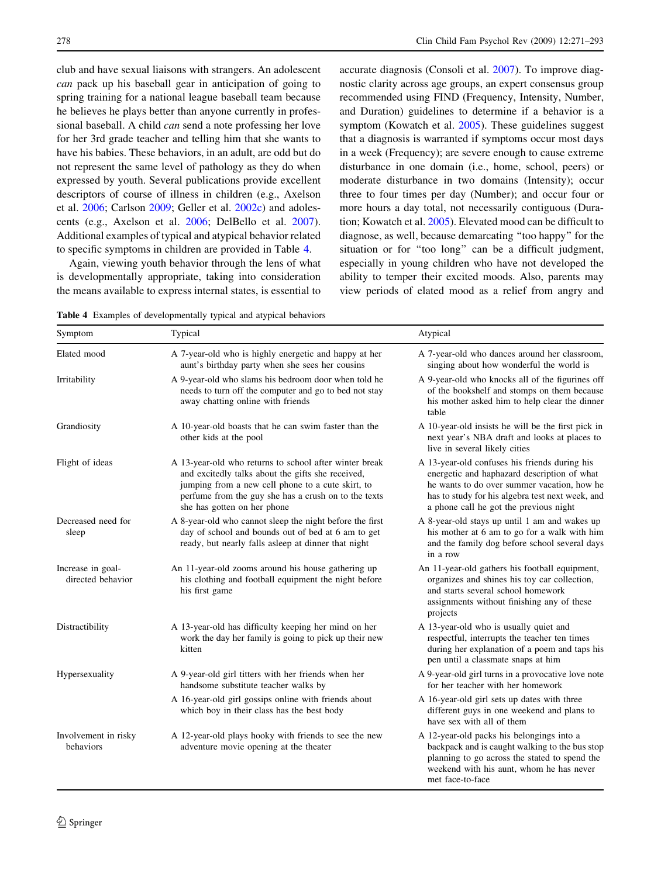club and have sexual liaisons with strangers. An adolescent *can* pack up his baseball gear in anticipation of going to spring training for a national league baseball team because he believes he plays better than anyone currently in professional baseball. A child *can* send a note professing her love for her 3rd grade teacher and telling him that she wants to have his babies. These behaviors, in an adult, are odd but do not represent the same level of pathology as they do when expressed by youth. Several publications provide excellent descriptors of course of illness in children (e.g., Axelson et al. 2006; Carlson 2009; Geller et al. 2002c) and adolescents (e.g., Axelson et al. 2006; DelBello et al. 2007). Additional examples of typical and atypical behavior related to specific symptoms in children are provided in Table 4.

Again, viewing youth behavior through the lens of what is developmentally appropriate, taking into consideration the means available to express internal states, is essential to accurate diagnosis (Consoli et al. 2007). To improve diagnostic clarity across age groups, an expert consensus group recommended using FIND (Frequency, Intensity, Number, and Duration) guidelines to determine if a behavior is a symptom (Kowatch et al. 2005). These guidelines suggest that a diagnosis is warranted if symptoms occur most days in a week (Frequency); are severe enough to cause extreme disturbance in one domain (i.e., home, school, peers) or moderate disturbance in two domains (Intensity); occur three to four times per day (Number); and occur four or more hours a day total, not necessarily contiguous (Duration; Kowatch et al. 2005). Elevated mood can be difficult to diagnose, as well, because demarcating "too happy" for the situation or for "too long" can be a difficult judgment, especially in young children who have not developed the ability to temper their excited moods. Also, parents may view periods of elated mood as a relief from angry and

**Table 4** Examples of developmentally typical and atypical behaviors

| Symptom | Typical | Atypical |
|---|---|---|
| Elated mood | A 7-year-old who is highly energetic and happy at her aunt's birthday party when she sees her cousins | A 7-year-old who dances around her classroom, singing about how wonderful the world is |
| Irritability | A 9-year-old who slams his bedroom door when told he needs to turn off the computer and go to bed not stay away chatting online with friends | A 9-year-old who knocks all of the figurines off of the bookshelf and stomps on them because his mother asked him to help clear the dinner table |
| Grandiosity | A 10-year-old boasts that he can swim faster than the other kids at the pool | A 10-year-old insists he will be the first pick in next year's NBA draft and looks at places to live in several likely cities |
| Flight of ideas | A 13-year-old who returns to school after winter break and excitedly talks about the gifts she received, jumping from a new cell phone to a cute skirt, to perfume from the guy she has a crush on to the texts she has gotten on her phone | A 13-year-old confuses his friends during his energetic and haphazard description of what he wants to do over summer vacation, how he has to study for his algebra test next week, and a phone call he got the previous night |
| Decreased need for sleep | A 8-year-old who cannot sleep the night before the first day of school and bounds out of bed at 6 am to get ready, but nearly falls asleep at dinner that night | A 8-year-old stays up until 1 am and wakes up his mother at 6 am to go for a walk with him and the family dog before school several days in a row |
| Increase in goal-directed behavior | An 11-year-old zooms around his house gathering up his clothing and football equipment the night before his first game | An 11-year-old gathers his football equipment, organizes and shines his toy car collection, and starts several school homework assignments without finishing any of these projects |
| Distractibility | A 13-year-old has difficulty keeping her mind on her work the day her family is going to pick up their new kitten | A 13-year-old who is usually quiet and respectful, interrupts the teacher ten times during her explanation of a poem and taps his pen until a classmate snaps at him |
| Hypersexuality | A 9-year-old girl titters with her friends when her handsome substitute teacher walks by | A 9-year-old girl turns in a provocative love note for her teacher with her homework |
| | A 16-year-old girl gossips online with friends about which boy in their class has the best body | A 16-year-old girl sets up dates with three different guys in one weekend and plans to have sex with all of them |
| Involvement in risky behaviors | A 12-year-old plays hooky with friends to see the new adventure movie opening at the theater | A 12-year-old packs his belongings into a backpack and is caught walking to the bus stop planning to go across the stated to spend the weekend with his aunt, whom he has never met face-to-face |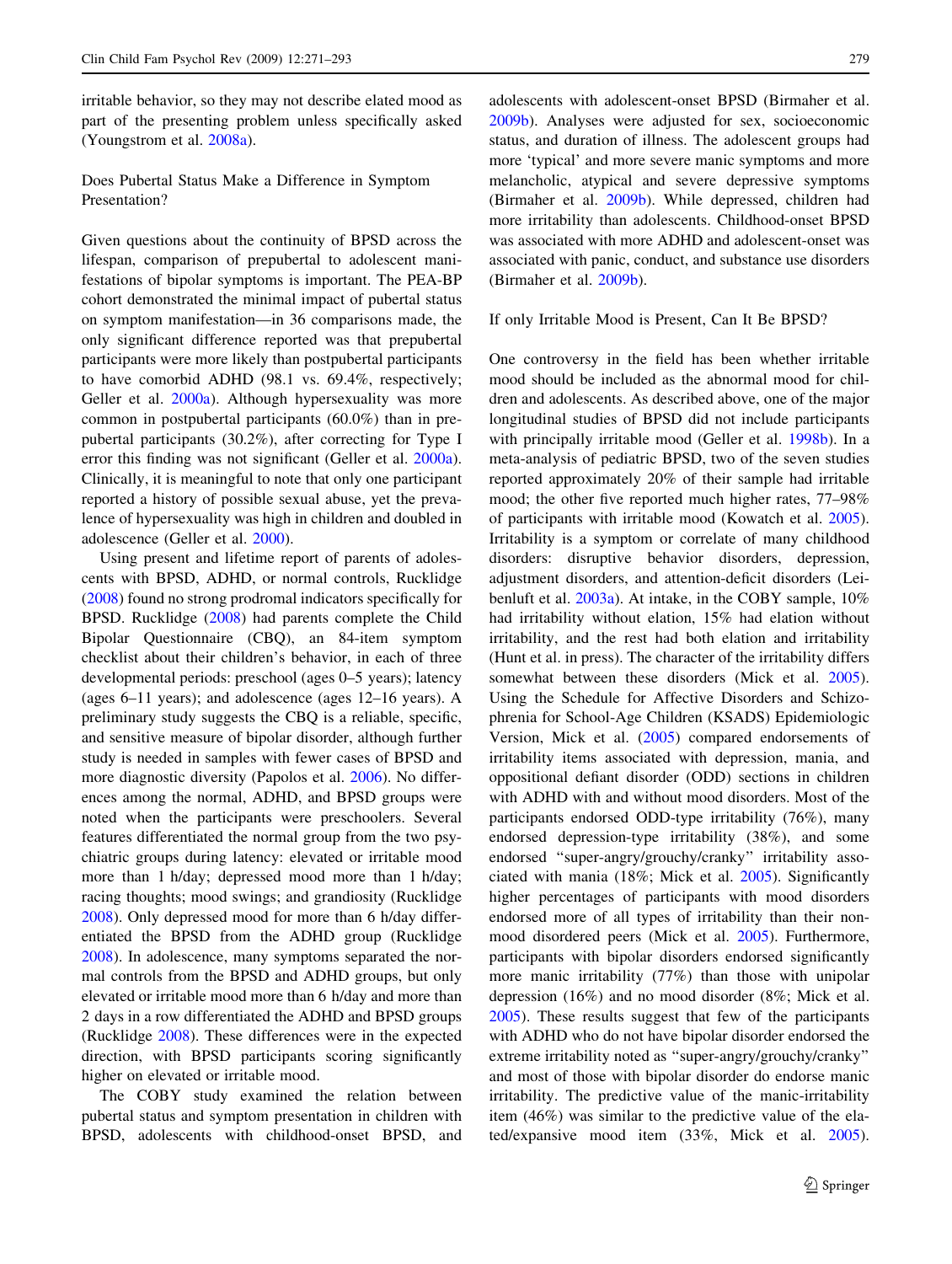irritable behavior, so they may not describe elated mood as part of the presenting problem unless specifically asked (Youngstrom et al. 2008a).

### Does Pubertal Status Make a Difference in Symptom Presentation?

Given questions about the continuity of BPSD across the lifespan, comparison of prepubertal to adolescent manifestations of bipolar symptoms is important. The PEA-BP cohort demonstrated the minimal impact of pubertal status on symptom manifestation—in 36 comparisons made, the only significant difference reported was that prepubertal participants were more likely than postpubertal participants to have comorbid ADHD (98.1 vs. 69.4%, respectively; Geller et al. 2000a). Although hypersexuality was more common in postpubertal participants (60.0%) than in prepubertal participants (30.2%), after correcting for Type I error this finding was not significant (Geller et al. 2000a). Clinically, it is meaningful to note that only one participant reported a history of possible sexual abuse, yet the prevalence of hypersexuality was high in children and doubled in adolescence (Geller et al. 2000).

Using present and lifetime report of parents of adolescents with BPSD, ADHD, or normal controls, Rucklidge (2008) found no strong prodromal indicators specifically for BPSD. Rucklidge (2008) had parents complete the Child Bipolar Questionnaire (CBQ), an 84-item symptom checklist about their children's behavior, in each of three developmental periods: preschool (ages 0–5 years); latency (ages 6–11 years); and adolescence (ages 12–16 years). A preliminary study suggests the CBQ is a reliable, specific, and sensitive measure of bipolar disorder, although further study is needed in samples with fewer cases of BPSD and more diagnostic diversity (Papolos et al. 2006). No differences among the normal, ADHD, and BPSD groups were noted when the participants were preschoolers. Several features differentiated the normal group from the two psychiatric groups during latency: elevated or irritable mood more than 1 h/day; depressed mood more than 1 h/day; racing thoughts; mood swings; and grandiosity (Rucklidge 2008). Only depressed mood for more than 6 h/day differentiated the BPSD from the ADHD group (Rucklidge 2008). In adolescence, many symptoms separated the normal controls from the BPSD and ADHD groups, but only elevated or irritable mood more than 6 h/day and more than 2 days in a row differentiated the ADHD and BPSD groups (Rucklidge 2008). These differences were in the expected direction, with BPSD participants scoring significantly higher on elevated or irritable mood.

The COBY study examined the relation between pubertal status and symptom presentation in children with BPSD, adolescents with childhood-onset BPSD, and adolescents with adolescent-onset BPSD (Birmaher et al. 2009b). Analyses were adjusted for sex, socioeconomic status, and duration of illness. The adolescent groups had more 'typical' and more severe manic symptoms and more melancholic, atypical and severe depressive symptoms (Birmaher et al. 2009b). While depressed, children had more irritability than adolescents. Childhood-onset BPSD was associated with more ADHD and adolescent-onset was associated with panic, conduct, and substance use disorders (Birmaher et al. 2009b).

### If only Irritable Mood is Present, Can It Be BPSD?

One controversy in the field has been whether irritable mood should be included as the abnormal mood for children and adolescents. As described above, one of the major longitudinal studies of BPSD did not include participants with principally irritable mood (Geller et al. 1998b). In a meta-analysis of pediatric BPSD, two of the seven studies reported approximately 20% of their sample had irritable mood; the other five reported much higher rates, 77–98% of participants with irritable mood (Kowatch et al. 2005). Irritability is a symptom or correlate of many childhood disorders: disruptive behavior disorders, depression, adjustment disorders, and attention-deficit disorders (Leibenluft et al. 2003a). At intake, in the COBY sample, 10% had irritability without elation, 15% had elation without irritability, and the rest had both elation and irritability (Hunt et al. in press). The character of the irritability differs somewhat between these disorders (Mick et al. 2005). Using the Schedule for Affective Disorders and Schizophrenia for School-Age Children (KSADS) Epidemiologic Version, Mick et al. (2005) compared endorsements of irritability items associated with depression, mania, and oppositional defiant disorder (ODD) sections in children with ADHD with and without mood disorders. Most of the participants endorsed ODD-type irritability (76%), many endorsed depression-type irritability (38%), and some endorsed "super-angry/grouchy/cranky" irritability associated with mania (18%; Mick et al. 2005). Significantly higher percentages of participants with mood disorders endorsed more of all types of irritability than their non-mood disordered peers (Mick et al. 2005). Furthermore, participants with bipolar disorders endorsed significantly more manic irritability (77%) than those with unipolar depression (16%) and no mood disorder (8%; Mick et al. 2005). These results suggest that few of the participants with ADHD who do not have bipolar disorder endorsed the extreme irritability noted as "super-angry/grouchy/cranky" and most of those with bipolar disorder do endorse manic irritability. The predictive value of the manic-irritability item (46%) was similar to the predictive value of the elated/expansive mood item (33%, Mick et al. 2005).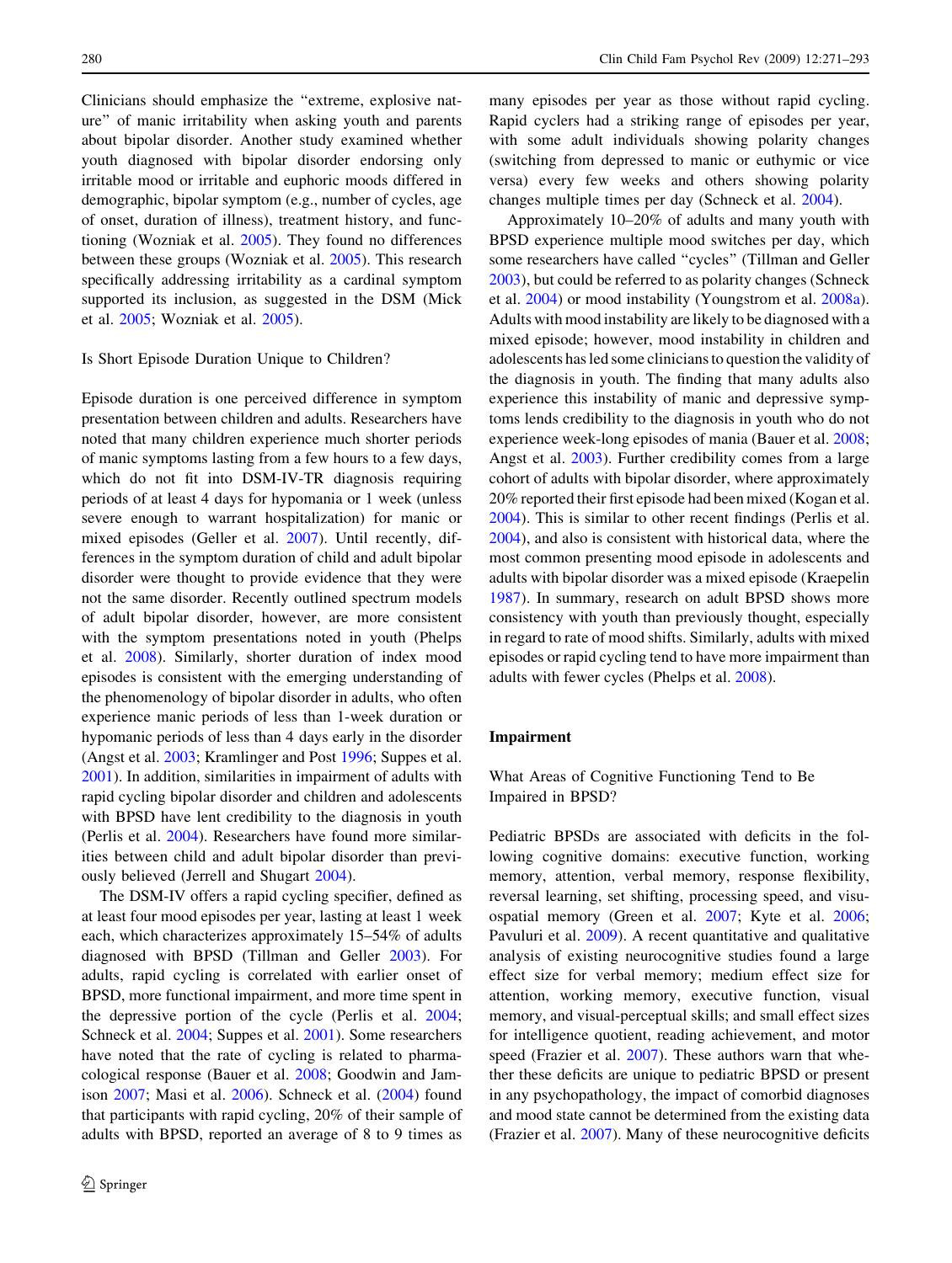Clinicians should emphasize the "extreme, explosive nature" of manic irritability when asking youth and parents about bipolar disorder. Another study examined whether youth diagnosed with bipolar disorder endorsing only irritable mood or irritable and euphoric moods differed in demographic, bipolar symptom (e.g., number of cycles, age of onset, duration of illness), treatment history, and functioning (Wozniak et al. 2005). They found no differences between these groups (Wozniak et al. 2005). This research specifically addressing irritability as a cardinal symptom supported its inclusion, as suggested in the DSM (Mick et al. 2005; Wozniak et al. 2005).

### Is Short Episode Duration Unique to Children?

Episode duration is one perceived difference in symptom presentation between children and adults. Researchers have noted that many children experience much shorter periods of manic symptoms lasting from a few hours to a few days, which do not fit into DSM-IV-TR diagnosis requiring periods of at least 4 days for hypomania or 1 week (unless severe enough to warrant hospitalization) for manic or mixed episodes (Geller et al. 2007). Until recently, differences in the symptom duration of child and adult bipolar disorder were thought to provide evidence that they were not the same disorder. Recently outlined spectrum models of adult bipolar disorder, however, are more consistent with the symptom presentations noted in youth (Phelps et al. 2008). Similarly, shorter duration of index mood episodes is consistent with the emerging understanding of the phenomenology of bipolar disorder in adults, who often experience manic periods of less than 1-week duration or hypomanic periods of less than 4 days early in the disorder (Angst et al. 2003; Kramlinger and Post 1996; Suppes et al. 2001). In addition, similarities in impairment of adults with rapid cycling bipolar disorder and children and adolescents with BPSD have lent credibility to the diagnosis in youth (Perlis et al. 2004). Researchers have found more similarities between child and adult bipolar disorder than previously believed (Jerrell and Shugart 2004).

The DSM-IV offers a rapid cycling specifier, defined as at least four mood episodes per year, lasting at least 1 week each, which characterizes approximately 15–54% of adults diagnosed with BPSD (Tillman and Geller 2003). For adults, rapid cycling is correlated with earlier onset of BPSD, more functional impairment, and more time spent in the depressive portion of the cycle (Perlis et al. 2004; Schneck et al. 2004; Suppes et al. 2001). Some researchers have noted that the rate of cycling is related to pharmacological response (Bauer et al. 2008; Goodwin and Jamison 2007; Masi et al. 2006). Schneck et al. (2004) found that participants with rapid cycling, 20% of their sample of adults with BPSD, reported an average of 8 to 9 times as many episodes per year as those without rapid cycling. Rapid cyclers had a striking range of episodes per year, with some adult individuals showing polarity changes (switching from depressed to manic or euthymic or vice versa) every few weeks and others showing polarity changes multiple times per day (Schneck et al. 2004).

Approximately 10–20% of adults and many youth with BPSD experience multiple mood switches per day, which some researchers have called "cycles" (Tillman and Geller 2003), but could be referred to as polarity changes (Schneck et al. 2004) or mood instability (Youngstrom et al. 2008a). Adults with mood instability are likely to be diagnosed with a mixed episode; however, mood instability in children and adolescents has led some clinicians to question the validity of the diagnosis in youth. The finding that many adults also experience this instability of manic and depressive symptoms lends credibility to the diagnosis in youth who do not experience week-long episodes of mania (Bauer et al. 2008; Angst et al. 2003). Further credibility comes from a large cohort of adults with bipolar disorder, where approximately 20% reported their first episode had been mixed (Kogan et al. 2004). This is similar to other recent findings (Perlis et al. 2004), and also is consistent with historical data, where the most common presenting mood episode in adolescents and adults with bipolar disorder was a mixed episode (Kraepelin 1987). In summary, research on adult BPSD shows more consistency with youth than previously thought, especially in regard to rate of mood shifts. Similarly, adults with mixed episodes or rapid cycling tend to have more impairment than adults with fewer cycles (Phelps et al. 2008).

## Impairment

### What Areas of Cognitive Functioning Tend to Be Impaired in BPSD?

Pediatric BPSDs are associated with deficits in the following cognitive domains: executive function, working memory, attention, verbal memory, response flexibility, reversal learning, set shifting, processing speed, and visuospatial memory (Green et al. 2007; Kyte et al. 2006; Pavuluri et al. 2009). A recent quantitative and qualitative analysis of existing neurocognitive studies found a large effect size for verbal memory; medium effect size for attention, working memory, executive function, visual memory, and visual-perceptual skills; and small effect sizes for intelligence quotient, reading achievement, and motor speed (Frazier et al. 2007). These authors warn that whether these deficits are unique to pediatric BPSD or present in any psychopathology, the impact of comorbid diagnoses and mood state cannot be determined from the existing data (Frazier et al. 2007). Many of these neurocognitive deficits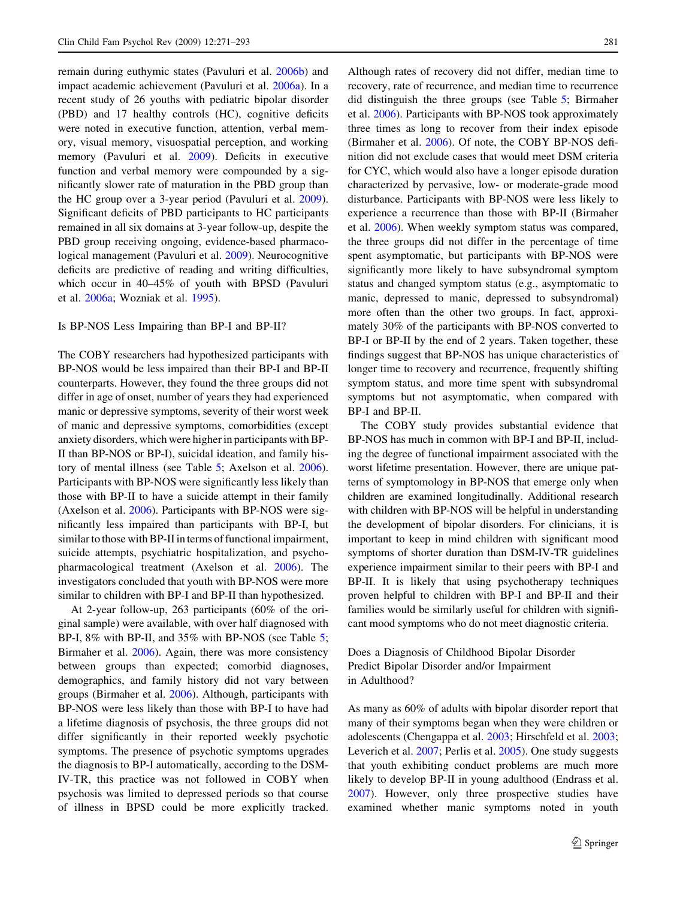remain during euthymic states (Pavuluri et al. 2006b) and impact academic achievement (Pavuluri et al. 2006a). In a recent study of 26 youths with pediatric bipolar disorder (PBD) and 17 healthy controls (HC), cognitive deficits were noted in executive function, attention, verbal memory, visual memory, visuospatial perception, and working memory (Pavuluri et al. 2009). Deficits in executive function and verbal memory were compounded by a significantly slower rate of maturation in the PBD group than the HC group over a 3-year period (Pavuluri et al. 2009). Significant deficits of PBD participants to HC participants remained in all six domains at 3-year follow-up, despite the PBD group receiving ongoing, evidence-based pharmacological management (Pavuluri et al. 2009). Neurocognitive deficits are predictive of reading and writing difficulties, which occur in 40–45% of youth with BPSD (Pavuluri et al. 2006a; Wozniak et al. 1995).

### Is BP-NOS Less Impairing than BP-I and BP-II?

The COBY researchers had hypothesized participants with BP-NOS would be less impaired than their BP-I and BP-II counterparts. However, they found the three groups did not differ in age of onset, number of years they had experienced manic or depressive symptoms, severity of their worst week of manic and depressive symptoms, comorbidities (except anxiety disorders, which were higher in participants with BP-II than BP-NOS or BP-I), suicidal ideation, and family history of mental illness (see Table 5; Axelson et al. 2006). Participants with BP-NOS were significantly less likely than those with BP-II to have a suicide attempt in their family (Axelson et al. 2006). Participants with BP-NOS were significantly less impaired than participants with BP-I, but similar to those with BP-II in terms of functional impairment, suicide attempts, psychiatric hospitalization, and psychopharmacological treatment (Axelson et al. 2006). The investigators concluded that youth with BP-NOS were more similar to children with BP-I and BP-II than hypothesized.

At 2-year follow-up, 263 participants (60% of the original sample) were available, with over half diagnosed with BP-I, 8% with BP-II, and 35% with BP-NOS (see Table 5; Birmaher et al. 2006). Again, there was more consistency between groups than expected; comorbid diagnoses, demographics, and family history did not vary between groups (Birmaher et al. 2006). Although, participants with BP-NOS were less likely than those with BP-I to have had a lifetime diagnosis of psychosis, the three groups did not differ significantly in their reported weekly psychotic symptoms. The presence of psychotic symptoms upgrades the diagnosis to BP-I automatically, according to the DSM-IV-TR, this practice was not followed in COBY when psychosis was limited to depressed periods so that course of illness in BPSD could be more explicitly tracked. Although rates of recovery did not differ, median time to recovery, rate of recurrence, and median time to recurrence did distinguish the three groups (see Table 5; Birmaher et al. 2006). Participants with BP-NOS took approximately three times as long to recover from their index episode (Birmaher et al. 2006). Of note, the COBY BP-NOS definition did not exclude cases that would meet DSM criteria for CYC, which would also have a longer episode duration characterized by pervasive, low- or moderate-grade mood disturbance. Participants with BP-NOS were less likely to experience a recurrence than those with BP-II (Birmaher et al. 2006). When weekly symptom status was compared, the three groups did not differ in the percentage of time spent asymptomatic, but participants with BP-NOS were significantly more likely to have subsyndromal symptom status and changed symptom status (e.g., asymptomatic to manic, depressed to manic, depressed to subsyndromal) more often than the other two groups. In fact, approximately 30% of the participants with BP-NOS converted to BP-I or BP-II by the end of 2 years. Taken together, these findings suggest that BP-NOS has unique characteristics of longer time to recovery and recurrence, frequently shifting symptom status, and more time spent with subsyndromal symptoms but not asymptomatic, when compared with BP-I and BP-II.

The COBY study provides substantial evidence that BP-NOS has much in common with BP-I and BP-II, including the degree of functional impairment associated with the worst lifetime presentation. However, there are unique patterns of symptomology in BP-NOS that emerge only when children are examined longitudinally. Additional research with children with BP-NOS will be helpful in understanding the development of bipolar disorders. For clinicians, it is important to keep in mind children with significant mood symptoms of shorter duration than DSM-IV-TR guidelines experience impairment similar to their peers with BP-I and BP-II. It is likely that using psychotherapy techniques proven helpful to children with BP-I and BP-II and their families would be similarly useful for children with significant mood symptoms who do not meet diagnostic criteria.

### Does a Diagnosis of Childhood Bipolar Disorder Predict Bipolar Disorder and/or Impairment in Adulthood?

As many as 60% of adults with bipolar disorder report that many of their symptoms began when they were children or adolescents (Chengappa et al. 2003; Hirschfeld et al. 2003; Leverich et al. 2007; Perlis et al. 2005). One study suggests that youth exhibiting conduct problems are much more likely to develop BP-II in young adulthood (Endrass et al. 2007). However, only three prospective studies have examined whether manic symptoms noted in youth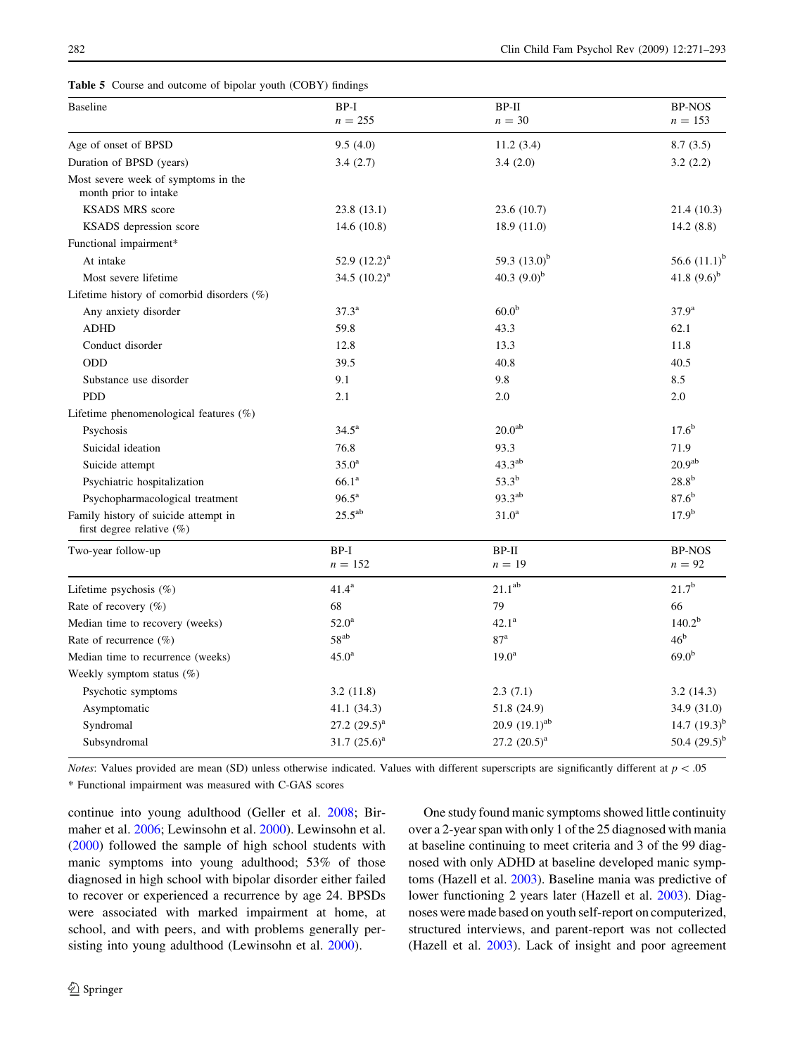**Table 5** Course and outcome of bipolar youth (COBY) findings

| Baseline | BP-I $n = 255$ | BP-II $n = 30$ | BP-NOS $n = 153$ |
|---|---|---|---|
| Age of onset of BPSD | 9.5 (4.0) | 11.2 (3.4) | 8.7 (3.5) |
| Duration of BPSD (years) | 3.4 (2.7) | 3.4 (2.0) | 3.2 (2.2) |
| Most severe week of symptoms in the month prior to intake | | | |
| KSADS MRS score | 23.8 (13.1) | 23.6 (10.7) | 21.4 (10.3) |
| KSADS depression score | 14.6 (10.8) | 18.9 (11.0) | 14.2 (8.8) |
| Functional impairment* | | | |
| At intake | 52.9 (12.2)[a] | 59.3 (13.0)[b] | 56.6 (11.1)[b] |
| Most severe lifetime | 34.5 (10.2)[a] | 40.3 (9.0)[b] | 41.8 (9.6)[b] |
| Lifetime history of comorbid disorders (%) | | | |
| Any anxiety disorder | 37.3[a] | 60.0[b] | 37.9[a] |
| ADHD | 59.8 | 43.3 | 62.1 |
| Conduct disorder | 12.8 | 13.3 | 11.8 |
| ODD | 39.5 | 40.8 | 40.5 |
| Substance use disorder | 9.1 | 9.8 | 8.5 |
| PDD | 2.1 | 2.0 | 2.0 |
| Lifetime phenomenological features (%) | | | |
| Psychosis | 34.5[a] | 20.0[ab] | 17.6[b] |
| Suicidal ideation | 76.8 | 93.3 | 71.9 |
| Suicide attempt | 35.0[a] | 43.3[ab] | 20.9[ab] |
| Psychiatric hospitalization | 66.1[a] | 53.3[b] | 28.8[b] |
| Psychopharmacological treatment | 96.5[a] | 93.3[ab] | 87.6[b] |
| Family history of suicide attempt in first degree relative (%) | 25.5[ab] | 31.0[a] | 17.9[b] |
| **Two-year follow-up** | **BP-I $n = 152$** | **BP-II $n = 19$** | **BP-NOS $n = 92$** |
| Lifetime psychosis (%) | 41.4[a] | 21.1[ab] | 21.7[b] |
| Rate of recovery (%) | 68 | 79 | 66 |
| Median time to recovery (weeks) | 52.0[a] | 42.1[a] | 140.2[b] |
| Rate of recurrence (%) | 58[ab] | 87[a] | 46[b] |
| Median time to recurrence (weeks) | 45.0[a] | 19.0[a] | 69.0[b] |
| Weekly symptom status (%) | | | |
| Psychotic symptoms | 3.2 (11.8) | 2.3 (7.1) | 3.2 (14.3) |
| Asymptomatic | 41.1 (34.3) | 51.8 (24.9) | 34.9 (31.0) |
| Syndromal | 27.2 (29.5)[a] | 20.9 (19.1)[ab] | 14.7 (19.3)[b] |
| Subsyndromal | 31.7 (25.6)[a] | 27.2 (20.5)[a] | 50.4 (29.5)[b] |

*Notes*: Values provided are mean (SD) unless otherwise indicated. Values with different superscripts are significantly different at $p < .05$

\* Functional impairment was measured with C-GAS scores

continue into young adulthood (Geller et al. 2008; Birmaher et al. 2006; Lewinsohn et al. 2000). Lewinsohn et al. (2000) followed the sample of high school students with manic symptoms into young adulthood; 53% of those diagnosed in high school with bipolar disorder either failed to recover or experienced a recurrence by age 24. BPSDs were associated with marked impairment at home, at school, and with peers, and with problems generally persisting into young adulthood (Lewinsohn et al. 2000).

One study found manic symptoms showed little continuity over a 2-year span with only 1 of the 25 diagnosed with mania at baseline continuing to meet criteria and 3 of the 99 diagnosed with only ADHD at baseline developed manic symptoms (Hazell et al. 2003). Baseline mania was predictive of lower functioning 2 years later (Hazell et al. 2003). Diagnoses were made based on youth self-report on computerized, structured interviews, and parent-report was not collected (Hazell et al. 2003). Lack of insight and poor agreement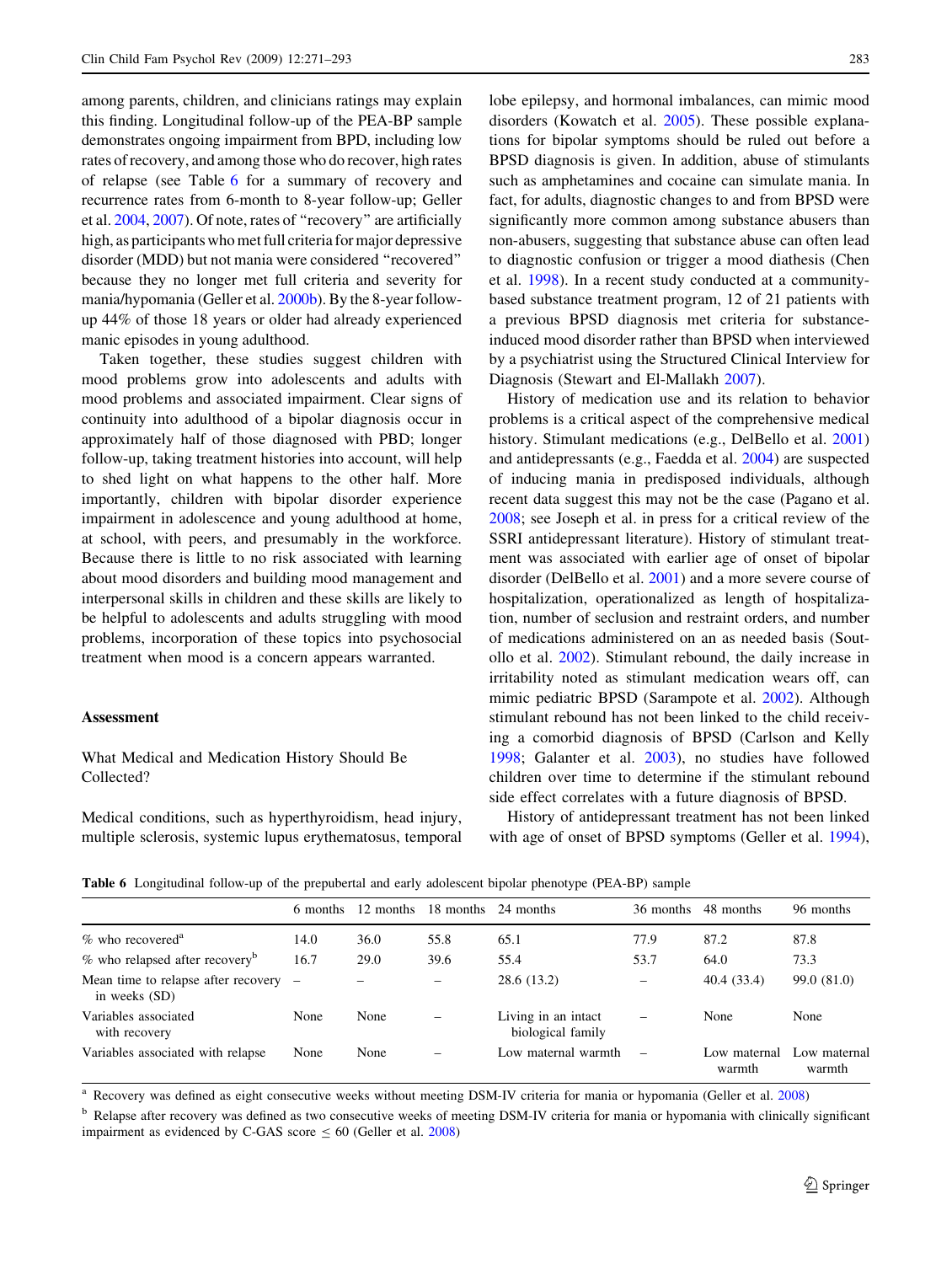among parents, children, and clinicians ratings may explain this finding. Longitudinal follow-up of the PEA-BP sample demonstrates ongoing impairment from BPD, including low rates of recovery, and among those who do recover, high rates of relapse (see Table 6 for a summary of recovery and recurrence rates from 6-month to 8-year follow-up; Geller et al. 2004, 2007). Of note, rates of "recovery" are artificially high, as participants who met full criteria for major depressive disorder (MDD) but not mania were considered "recovered" because they no longer met full criteria and severity for mania/hypomania (Geller et al. 2000b). By the 8-year follow-up 44% of those 18 years or older had already experienced manic episodes in young adulthood.

Taken together, these studies suggest children with mood problems grow into adolescents and adults with mood problems and associated impairment. Clear signs of continuity into adulthood of a bipolar diagnosis occur in approximately half of those diagnosed with PBD; longer follow-up, taking treatment histories into account, will help to shed light on what happens to the other half. More importantly, children with bipolar disorder experience impairment in adolescence and young adulthood at home, at school, with peers, and presumably in the workforce. Because there is little to no risk associated with learning about mood disorders and building mood management and interpersonal skills in children and these skills are likely to be helpful to adolescents and adults struggling with mood problems, incorporation of these topics into psychosocial treatment when mood is a concern appears warranted.

## Assessment

### What Medical and Medication History Should Be Collected?

Medical conditions, such as hyperthyroidism, head injury, multiple sclerosis, systemic lupus erythematosus, temporal lobe epilepsy, and hormonal imbalances, can mimic mood disorders (Kowatch et al. 2005). These possible explanations for bipolar symptoms should be ruled out before a BPSD diagnosis is given. In addition, abuse of stimulants such as amphetamines and cocaine can simulate mania. In fact, for adults, diagnostic changes to and from BPSD were significantly more common among substance abusers than non-abusers, suggesting that substance abuse can often lead to diagnostic confusion or trigger a mood diathesis (Chen et al. 1998). In a recent study conducted at a community-based substance treatment program, 12 of 21 patients with a previous BPSD diagnosis met criteria for substance-induced mood disorder rather than BPSD when interviewed by a psychiatrist using the Structured Clinical Interview for Diagnosis (Stewart and El-Mallakh 2007).

History of medication use and its relation to behavior problems is a critical aspect of the comprehensive medical history. Stimulant medications (e.g., DelBello et al. 2001) and antidepressants (e.g., Faedda et al. 2004) are suspected of inducing mania in predisposed individuals, although recent data suggest this may not be the case (Pagano et al. 2008; see Joseph et al. in press for a critical review of the SSRI antidepressant literature). History of stimulant treatment was associated with earlier age of onset of bipolar disorder (DelBello et al. 2001) and a more severe course of hospitalization, operationalized as length of hospitalization, number of seclusion and restraint orders, and number of medications administered on an as needed basis (Soutollo et al. 2002). Stimulant rebound, the daily increase in irritability noted as stimulant medication wears off, can mimic pediatric BPSD (Sarampote et al. 2002). Although stimulant rebound has not been linked to the child receiving a comorbid diagnosis of BPSD (Carlson and Kelly 1998; Galanter et al. 2003), no studies have followed children over time to determine if the stimulant rebound side effect correlates with a future diagnosis of BPSD.

History of antidepressant treatment has not been linked with age of onset of BPSD symptoms (Geller et al. 1994),

**Table 6** Longitudinal follow-up of the prepubertal and early adolescent bipolar phenotype (PEA-BP) sample

| | 6 months | 12 months | 18 months | 24 months | 36 months | 48 months | 96 months |
|---|---|---|---|---|---|---|---|
| % who recovered[a] | 14.0 | 36.0 | 55.8 | 65.1 | 77.9 | 87.2 | 87.8 |
| % who relapsed after recovery[b] | 16.7 | 29.0 | 39.6 | 55.4 | 53.7 | 64.0 | 73.3 |
| Mean time to relapse after recovery in weeks (SD) | – | – | – | 28.6 (13.2) | – | 40.4 (33.4) | 99.0 (81.0) |
| Variables associated with recovery | None | None | – | Living in an intact biological family | – | None | None |
| Variables associated with relapse | None | None | – | Low maternal warmth | – | Low maternal warmth | Low maternal warmth |

[a] Recovery was defined as eight consecutive weeks without meeting DSM-IV criteria for mania or hypomania (Geller et al. 2008)

[b] Relapse after recovery was defined as two consecutive weeks of meeting DSM-IV criteria for mania or hypomania with clinically significant impairment as evidenced by C-GAS score $\leq 60$ (Geller et al. 2008)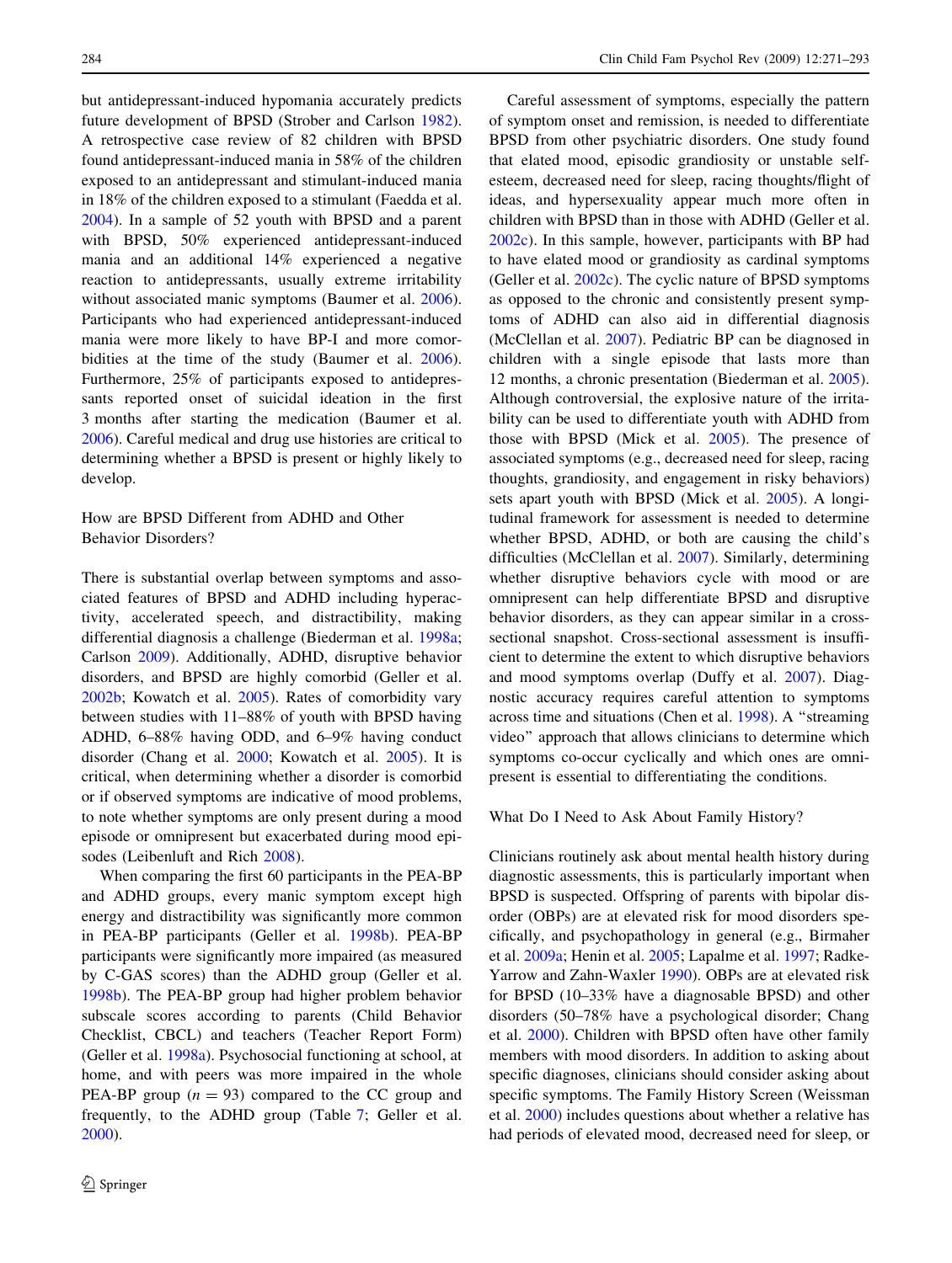but antidepressant-induced hypomania accurately predicts future development of BPSD (Strober and Carlson 1982). A retrospective case review of 82 children with BPSD found antidepressant-induced mania in 58% of the children exposed to an antidepressant and stimulant-induced mania in 18% of the children exposed to a stimulant (Faedda et al. 2004). In a sample of 52 youth with BPSD and a parent with BPSD, 50% experienced antidepressant-induced mania and an additional 14% experienced a negative reaction to antidepressants, usually extreme irritability without associated manic symptoms (Baumer et al. 2006). Participants who had experienced antidepressant-induced mania were more likely to have BP-I and more comorbidities at the time of the study (Baumer et al. 2006). Furthermore, 25% of participants exposed to antidepressants reported onset of suicidal ideation in the first 3 months after starting the medication (Baumer et al. 2006). Careful medical and drug use histories are critical to determining whether a BPSD is present or highly likely to develop.

### How are BPSD Different from ADHD and Other Behavior Disorders?

There is substantial overlap between symptoms and associated features of BPSD and ADHD including hyperactivity, accelerated speech, and distractibility, making differential diagnosis a challenge (Biederman et al. 1998a; Carlson 2009). Additionally, ADHD, disruptive behavior disorders, and BPSD are highly comorbid (Geller et al. 2002b; Kowatch et al. 2005). Rates of comorbidity vary between studies with 11–88% of youth with BPSD having ADHD, 6–88% having ODD, and 6–9% having conduct disorder (Chang et al. 2000; Kowatch et al. 2005). It is critical, when determining whether a disorder is comorbid or if observed symptoms are indicative of mood problems, to note whether symptoms are only present during a mood episode or omnipresent but exacerbated during mood episodes (Leibenluft and Rich 2008).

When comparing the first 60 participants in the PEA-BP and ADHD groups, every manic symptom except high energy and distractibility was significantly more common in PEA-BP participants (Geller et al. 1998b). PEA-BP participants were significantly more impaired (as measured by C-GAS scores) than the ADHD group (Geller et al. 1998b). The PEA-BP group had higher problem behavior subscale scores according to parents (Child Behavior Checklist, CBCL) and teachers (Teacher Report Form) (Geller et al. 1998a). Psychosocial functioning at school, at home, and with peers was more impaired in the whole PEA-BP group ($n = 93$) compared to the CC group and frequently, to the ADHD group (Table 7; Geller et al. 2000).

Careful assessment of symptoms, especially the pattern of symptom onset and remission, is needed to differentiate BPSD from other psychiatric disorders. One study found that elated mood, episodic grandiosity or unstable self-esteem, decreased need for sleep, racing thoughts/flight of ideas, and hypersexuality appear much more often in children with BPSD than in those with ADHD (Geller et al. 2002c). In this sample, however, participants with BP had to have elated mood or grandiosity as cardinal symptoms (Geller et al. 2002c). The cyclic nature of BPSD symptoms as opposed to the chronic and consistently present symptoms of ADHD can also aid in differential diagnosis (McClellan et al. 2007). Pediatric BP can be diagnosed in children with a single episode that lasts more than 12 months, a chronic presentation (Biederman et al. 2005). Although controversial, the explosive nature of the irritability can be used to differentiate youth with ADHD from those with BPSD (Mick et al. 2005). The presence of associated symptoms (e.g., decreased need for sleep, racing thoughts, grandiosity, and engagement in risky behaviors) sets apart youth with BPSD (Mick et al. 2005). A longitudinal framework for assessment is needed to determine whether BPSD, ADHD, or both are causing the child's difficulties (McClellan et al. 2007). Similarly, determining whether disruptive behaviors cycle with mood or are omnipresent can help differentiate BPSD and disruptive behavior disorders, as they can appear similar in a cross-sectional snapshot. Cross-sectional assessment is insufficient to determine the extent to which disruptive behaviors and mood symptoms overlap (Duffy et al. 2007). Diagnostic accuracy requires careful attention to symptoms across time and situations (Chen et al. 1998). A "streaming video" approach that allows clinicians to determine which symptoms co-occur cyclically and which ones are omnipresent is essential to differentiating the conditions.

### What Do I Need to Ask About Family History?

Clinicians routinely ask about mental health history during diagnostic assessments, this is particularly important when BPSD is suspected. Offspring of parents with bipolar disorder (OBPs) are at elevated risk for mood disorders specifically, and psychopathology in general (e.g., Birmaher et al. 2009a; Henin et al. 2005; Lapalme et al. 1997; Radke-Yarrow and Zahn-Waxler 1990). OBPs are at elevated risk for BPSD (10–33% have a diagnosable BPSD) and other disorders (50–78% have a psychological disorder; Chang et al. 2000). Children with BPSD often have other family members with mood disorders. In addition to asking about specific diagnoses, clinicians should consider asking about specific symptoms. The Family History Screen (Weissman et al. 2000) includes questions about whether a relative has had periods of elevated mood, decreased need for sleep, or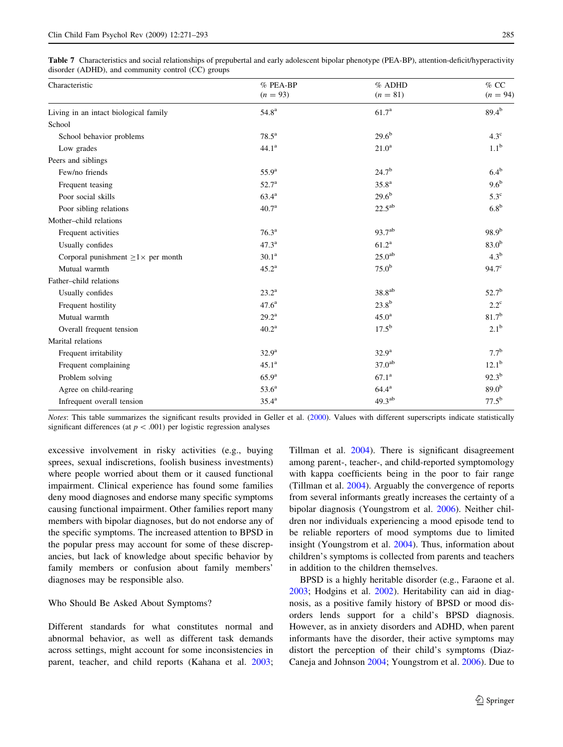**Table 7** Characteristics and social relationships of prepubertal and early adolescent bipolar phenotype (PEA-BP), attention-deficit/hyperactivity disorder (ADHD), and community control (CC) groups

| Characteristic | % PEA-BP ($n = 93$) | % ADHD ($n = 81$) | % CC ($n = 94$) |
|---|---|---|---|
| Living in an intact biological family | 54.8[a] | 61.7[a] | 89.4[b] |
| School | | | |
| School behavior problems | 78.5[a] | 29.6[b] | 4.3[c] |
| Low grades | 44.1[a] | 21.0[a] | 1.1[b] |
| Peers and siblings | | | |
| Few/no friends | 55.9[a] | 24.7[b] | 6.4[b] |
| Frequent teasing | 52.7[a] | 35.8[a] | 9.6[b] |
| Poor social skills | 63.4[a] | 29.6[b] | 5.3[c] |
| Poor sibling relations | 40.7[a] | 22.5[ab] | 6.8[b] |
| Mother–child relations | | | |
| Frequent activities | 76.3[a] | 93.7[ab] | 98.9[b] |
| Usually confides | 47.3[a] | 61.2[a] | 83.0[b] |
| Corporal punishment $\geq 1\times$ per month | 30.1[a] | 25.0[ab] | 4.3[b] |
| Mutual warmth | 45.2[a] | 75.0[b] | 94.7[c] |
| Father–child relations | | | |
| Usually confides | 23.2[a] | 38.8[ab] | 52.7[b] |
| Frequent hostility | 47.6[a] | 23.8[b] | 2.2[c] |
| Mutual warmth | 29.2[a] | 45.0[a] | 81.7[b] |
| Overall frequent tension | 40.2[a] | 17.5[b] | 2.1[b] |
| Marital relations | | | |
| Frequent irritability | 32.9[a] | 32.9[a] | 7.7[b] |
| Frequent complaining | 45.1[a] | 37.0[ab] | 12.1[b] |
| Problem solving | 65.9[a] | 67.1[a] | 92.3[b] |
| Agree on child-rearing | 53.6[a] | 64.4[a] | 89.0[b] |
| Infrequent overall tension | 35.4[a] | 49.3[ab] | 77.5[b] |

*Notes*: This table summarizes the significant results provided in Geller et al. (2000). Values with different superscripts indicate statistically significant differences (at $p < .001$) per logistic regression analyses

excessive involvement in risky activities (e.g., buying sprees, sexual indiscretions, foolish business investments) where people worried about them or it caused functional impairment. Clinical experience has found some families deny mood diagnoses and endorse many specific symptoms causing functional impairment. Other families report many members with bipolar diagnoses, but do not endorse any of the specific symptoms. The increased attention to BPSD in the popular press may account for some of these discrepancies, but lack of knowledge about specific behavior by family members or confusion about family members' diagnoses may be responsible also.

### Who Should Be Asked About Symptoms?

Different standards for what constitutes normal and abnormal behavior, as well as different task demands across settings, might account for some inconsistencies in parent, teacher, and child reports (Kahana et al. 2003; Tillman et al. 2004). There is significant disagreement among parent-, teacher-, and child-reported symptomology with kappa coefficients being in the poor to fair range (Tillman et al. 2004). Arguably the convergence of reports from several informants greatly increases the certainty of a bipolar diagnosis (Youngstrom et al. 2006). Neither children nor individuals experiencing a mood episode tend to be reliable reporters of mood symptoms due to limited insight (Youngstrom et al. 2004). Thus, information about children's symptoms is collected from parents and teachers in addition to the children themselves.

BPSD is a highly heritable disorder (e.g., Faraone et al. 2003; Hodgins et al. 2002). Heritability can aid in diagnosis, as a positive family history of BPSD or mood disorders lends support for a child's BPSD diagnosis. However, as in anxiety disorders and ADHD, when parent informants have the disorder, their active symptoms may distort the perception of their child's symptoms (Diaz-Caneja and Johnson 2004; Youngstrom et al. 2006). Due to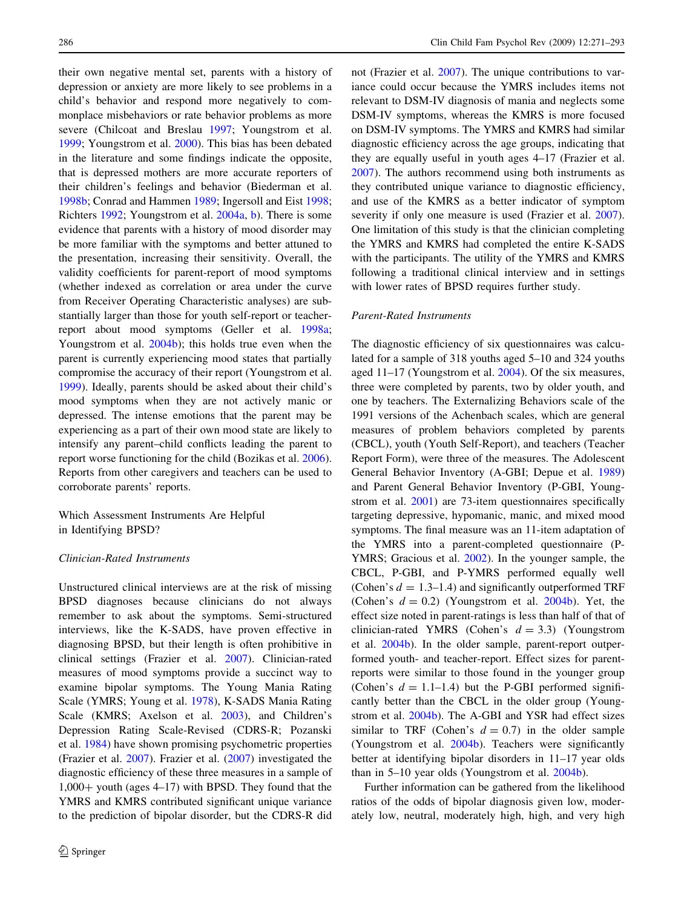their own negative mental set, parents with a history of depression or anxiety are more likely to see problems in a child's behavior and respond more negatively to commonplace misbehaviors or rate behavior problems as more severe (Chilcoat and Breslau 1997; Youngstrom et al. 1999; Youngstrom et al. 2000). This bias has been debated in the literature and some findings indicate the opposite, that is depressed mothers are more accurate reporters of their children's feelings and behavior (Biederman et al. 1998b; Conrad and Hammen 1989; Ingersoll and Eist 1998; Richters 1992; Youngstrom et al. 2004a, b). There is some evidence that parents with a history of mood disorder may be more familiar with the symptoms and better attuned to the presentation, increasing their sensitivity. Overall, the validity coefficients for parent-report of mood symptoms (whether indexed as correlation or area under the curve from Receiver Operating Characteristic analyses) are substantially larger than those for youth self-report or teacher-report about mood symptoms (Geller et al. 1998a; Youngstrom et al. 2004b); this holds true even when the parent is currently experiencing mood states that partially compromise the accuracy of their report (Youngstrom et al. 1999). Ideally, parents should be asked about their child's mood symptoms when they are not actively manic or depressed. The intense emotions that the parent may be experiencing as a part of their own mood state are likely to intensify any parent–child conflicts leading the parent to report worse functioning for the child (Bozikas et al. 2006). Reports from other caregivers and teachers can be used to corroborate parents' reports.

## Which Assessment Instruments Are Helpful in Identifying BPSD?

### *Clinician-Rated Instruments*

Unstructured clinical interviews are at the risk of missing BPSD diagnoses because clinicians do not always remember to ask about the symptoms. Semi-structured interviews, like the K-SADS, have proven effective in diagnosing BPSD, but their length is often prohibitive in clinical settings (Frazier et al. 2007). Clinician-rated measures of mood symptoms provide a succinct way to examine bipolar symptoms. The Young Mania Rating Scale (YMRS; Young et al. 1978), K-SADS Mania Rating Scale (KMRS; Axelson et al. 2003), and Children's Depression Rating Scale-Revised (CDRS-R; Pozanski et al. 1984) have shown promising psychometric properties (Frazier et al. 2007). Frazier et al. (2007) investigated the diagnostic efficiency of these three measures in a sample of 1,000+ youth (ages 4–17) with BPSD. They found that the YMRS and KMRS contributed significant unique variance to the prediction of bipolar disorder, but the CDRS-R did not (Frazier et al. 2007). The unique contributions to variance could occur because the YMRS includes items not relevant to DSM-IV diagnosis of mania and neglects some DSM-IV symptoms, whereas the KMRS is more focused on DSM-IV symptoms. The YMRS and KMRS had similar diagnostic efficiency across the age groups, indicating that they are equally useful in youth ages 4–17 (Frazier et al. 2007). The authors recommend using both instruments as they contributed unique variance to diagnostic efficiency, and use of the KMRS as a better indicator of symptom severity if only one measure is used (Frazier et al. 2007). One limitation of this study is that the clinician completing the YMRS and KMRS had completed the entire K-SADS with the participants. The utility of the YMRS and KMRS following a traditional clinical interview and in settings with lower rates of BPSD requires further study.

### *Parent-Rated Instruments*

The diagnostic efficiency of six questionnaires was calculated for a sample of 318 youths aged 5–10 and 324 youths aged 11–17 (Youngstrom et al. 2004). Of the six measures, three were completed by parents, two by older youth, and one by teachers. The Externalizing Behaviors scale of the 1991 versions of the Achenbach scales, which are general measures of problem behaviors completed by parents (CBCL), youth (Youth Self-Report), and teachers (Teacher Report Form), were three of the measures. The Adolescent General Behavior Inventory (A-GBI; Depue et al. 1989) and Parent General Behavior Inventory (P-GBI, Youngstrom et al. 2001) are 73-item questionnaires specifically targeting depressive, hypomanic, manic, and mixed mood symptoms. The final measure was an 11-item adaptation of the YMRS into a parent-completed questionnaire (P-YMRS; Gracious et al. 2002). In the younger sample, the CBCL, P-GBI, and P-YMRS performed equally well (Cohen's $d = 1.3$–$1.4$) and significantly outperformed TRF (Cohen's $d = 0.2$) (Youngstrom et al. 2004b). Yet, the effect size noted in parent-ratings is less than half of that of clinician-rated YMRS (Cohen's $d = 3.3$) (Youngstrom et al. 2004b). In the older sample, parent-report outperformed youth- and teacher-report. Effect sizes for parent-reports were similar to those found in the younger group (Cohen's $d = 1.1$–$1.4$) but the P-GBI performed significantly better than the CBCL in the older group (Youngstrom et al. 2004b). The A-GBI and YSR had effect sizes similar to TRF (Cohen's $d = 0.7$) in the older sample (Youngstrom et al. 2004b). Teachers were significantly better at identifying bipolar disorders in 11–17 year olds than in 5–10 year olds (Youngstrom et al. 2004b).

Further information can be gathered from the likelihood ratios of the odds of bipolar diagnosis given low, moderately low, neutral, moderately high, high, and very high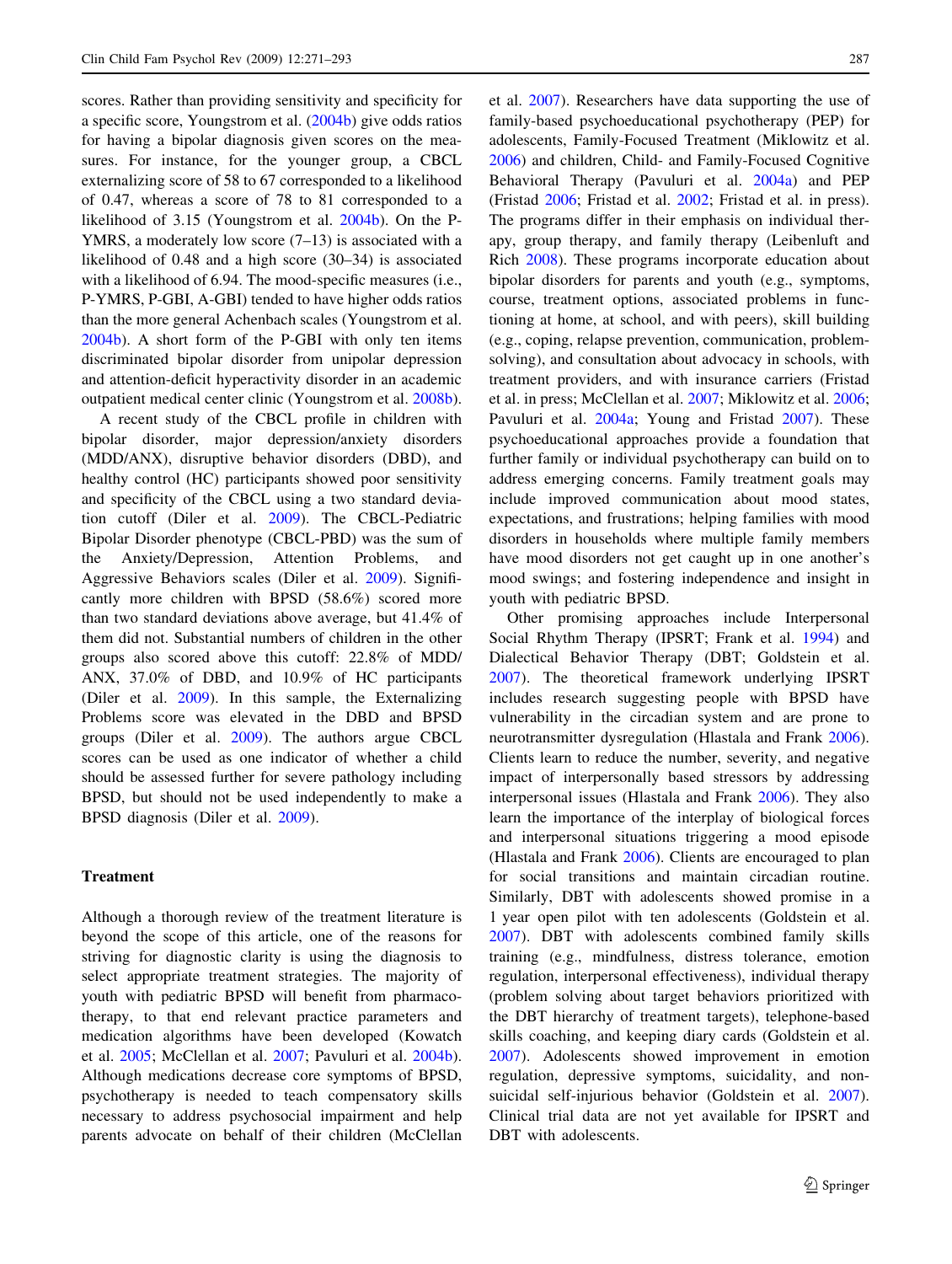scores. Rather than providing sensitivity and specificity for a specific score, Youngstrom et al. (2004b) give odds ratios for having a bipolar diagnosis given scores on the measures. For instance, for the younger group, a CBCL externalizing score of 58 to 67 corresponded to a likelihood of 0.47, whereas a score of 78 to 81 corresponded to a likelihood of 3.15 (Youngstrom et al. 2004b). On the P-YMRS, a moderately low score (7–13) is associated with a likelihood of 0.48 and a high score (30–34) is associated with a likelihood of 6.94. The mood-specific measures (i.e., P-YMRS, P-GBI, A-GBI) tended to have higher odds ratios than the more general Achenbach scales (Youngstrom et al. 2004b). A short form of the P-GBI with only ten items discriminated bipolar disorder from unipolar depression and attention-deficit hyperactivity disorder in an academic outpatient medical center clinic (Youngstrom et al. 2008b).

A recent study of the CBCL profile in children with bipolar disorder, major depression/anxiety disorders (MDD/ANX), disruptive behavior disorders (DBD), and healthy control (HC) participants showed poor sensitivity and specificity of the CBCL using a two standard deviation cutoff (Diler et al. 2009). The CBCL-Pediatric Bipolar Disorder phenotype (CBCL-PBD) was the sum of the Anxiety/Depression, Attention Problems, and Aggressive Behaviors scales (Diler et al. 2009). Significantly more children with BPSD (58.6%) scored more than two standard deviations above average, but 41.4% of them did not. Substantial numbers of children in the other groups also scored above this cutoff: 22.8% of MDD/ANX, 37.0% of DBD, and 10.9% of HC participants (Diler et al. 2009). In this sample, the Externalizing Problems score was elevated in the DBD and BPSD groups (Diler et al. 2009). The authors argue CBCL scores can be used as one indicator of whether a child should be assessed further for severe pathology including BPSD, but should not be used independently to make a BPSD diagnosis (Diler et al. 2009).

## Treatment

Although a thorough review of the treatment literature is beyond the scope of this article, one of the reasons for striving for diagnostic clarity is using the diagnosis to select appropriate treatment strategies. The majority of youth with pediatric BPSD will benefit from pharmacotherapy, to that end relevant practice parameters and medication algorithms have been developed (Kowatch et al. 2005; McClellan et al. 2007; Pavuluri et al. 2004b). Although medications decrease core symptoms of BPSD, psychotherapy is needed to teach compensatory skills necessary to address psychosocial impairment and help parents advocate on behalf of their children (McClellan et al. 2007). Researchers have data supporting the use of family-based psychoeducational psychotherapy (PEP) for adolescents, Family-Focused Treatment (Miklowitz et al. 2006) and children, Child- and Family-Focused Cognitive Behavioral Therapy (Pavuluri et al. 2004a) and PEP (Fristad 2006; Fristad et al. 2002; Fristad et al. in press). The programs differ in their emphasis on individual therapy, group therapy, and family therapy (Leibenluft and Rich 2008). These programs incorporate education about bipolar disorders for parents and youth (e.g., symptoms, course, treatment options, associated problems in functioning at home, at school, and with peers), skill building (e.g., coping, relapse prevention, communication, problem-solving), and consultation about advocacy in schools, with treatment providers, and with insurance carriers (Fristad et al. in press; McClellan et al. 2007; Miklowitz et al. 2006; Pavuluri et al. 2004a; Young and Fristad 2007). These psychoeducational approaches provide a foundation that further family or individual psychotherapy can build on to address emerging concerns. Family treatment goals may include improved communication about mood states, expectations, and frustrations; helping families with mood disorders in households where multiple family members have mood disorders not get caught up in one another's mood swings; and fostering independence and insight in youth with pediatric BPSD.

Other promising approaches include Interpersonal Social Rhythm Therapy (IPSRT; Frank et al. 1994) and Dialectical Behavior Therapy (DBT; Goldstein et al. 2007). The theoretical framework underlying IPSRT includes research suggesting people with BPSD have vulnerability in the circadian system and are prone to neurotransmitter dysregulation (Hlastala and Frank 2006). Clients learn to reduce the number, severity, and negative impact of interpersonally based stressors by addressing interpersonal issues (Hlastala and Frank 2006). They also learn the importance of the interplay of biological forces and interpersonal situations triggering a mood episode (Hlastala and Frank 2006). Clients are encouraged to plan for social transitions and maintain circadian routine. Similarly, DBT with adolescents showed promise in a 1 year open pilot with ten adolescents (Goldstein et al. 2007). DBT with adolescents combined family skills training (e.g., mindfulness, distress tolerance, emotion regulation, interpersonal effectiveness), individual therapy (problem solving about target behaviors prioritized with the DBT hierarchy of treatment targets), telephone-based skills coaching, and keeping diary cards (Goldstein et al. 2007). Adolescents showed improvement in emotion regulation, depressive symptoms, suicidality, and non-suicidal self-injurious behavior (Goldstein et al. 2007). Clinical trial data are not yet available for IPSRT and DBT with adolescents.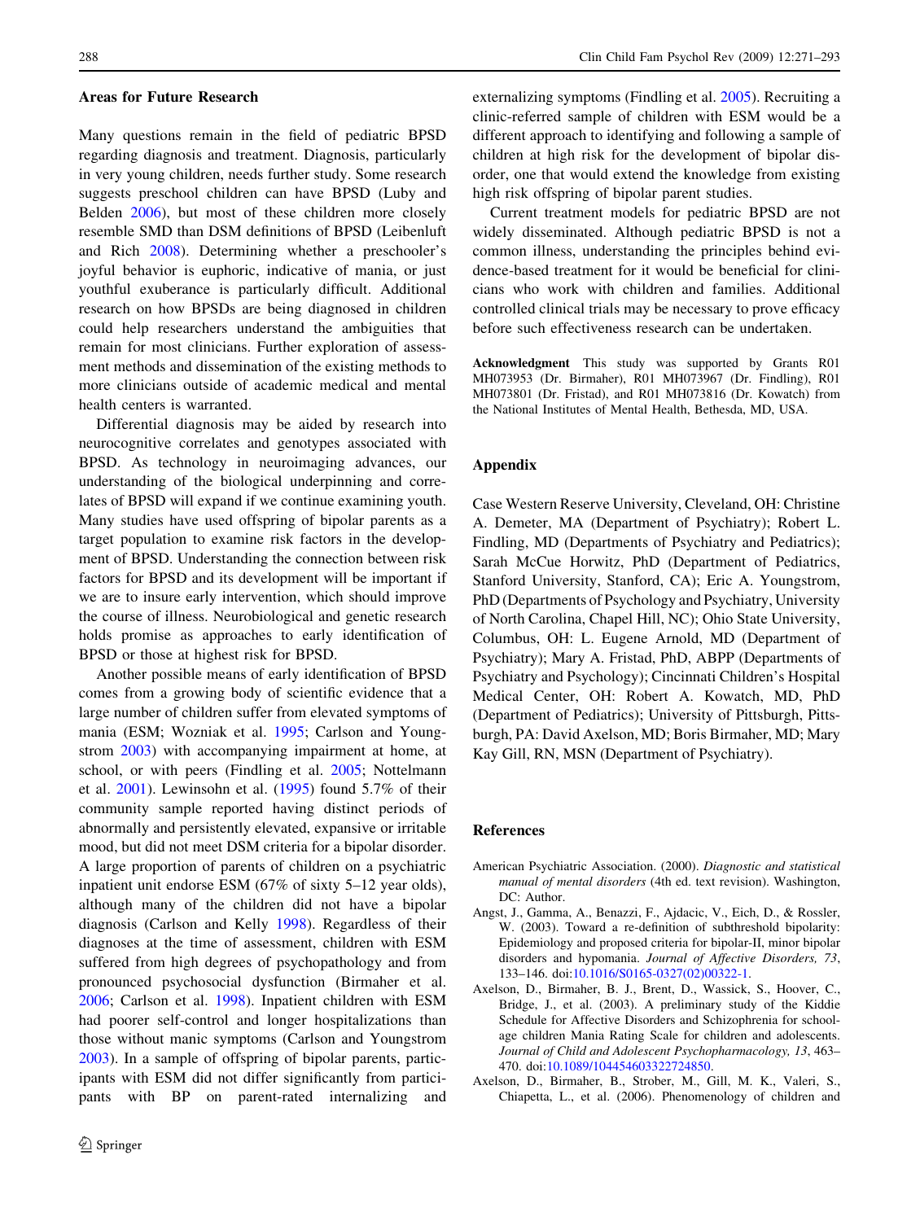### Areas for Future Research

Many questions remain in the field of pediatric BPSD regarding diagnosis and treatment. Diagnosis, particularly in very young children, needs further study. Some research suggests preschool children can have BPSD (Luby and Belden 2006), but most of these children more closely resemble SMD than DSM definitions of BPSD (Leibenluft and Rich 2008). Determining whether a preschooler's joyful behavior is euphoric, indicative of mania, or just youthful exuberance is particularly difficult. Additional research on how BPSDs are being diagnosed in children could help researchers understand the ambiguities that remain for most clinicians. Further exploration of assessment methods and dissemination of the existing methods to more clinicians outside of academic medical and mental health centers is warranted.

Differential diagnosis may be aided by research into neurocognitive correlates and genotypes associated with BPSD. As technology in neuroimaging advances, our understanding of the biological underpinning and correlates of BPSD will expand if we continue examining youth. Many studies have used offspring of bipolar parents as a target population to examine risk factors in the development of BPSD. Understanding the connection between risk factors for BPSD and its development will be important if we are to insure early intervention, which should improve the course of illness. Neurobiological and genetic research holds promise as approaches to early identification of BPSD or those at highest risk for BPSD.

Another possible means of early identification of BPSD comes from a growing body of scientific evidence that a large number of children suffer from elevated symptoms of mania (ESM; Wozniak et al. 1995; Carlson and Youngstrom 2003) with accompanying impairment at home, at school, or with peers (Findling et al. 2005; Nottelmann et al. 2001). Lewinsohn et al. (1995) found 5.7% of their community sample reported having distinct periods of abnormally and persistently elevated, expansive or irritable mood, but did not meet DSM criteria for a bipolar disorder. A large proportion of parents of children on a psychiatric inpatient unit endorse ESM (67% of sixty 5–12 year olds), although many of the children did not have a bipolar diagnosis (Carlson and Kelly 1998). Regardless of their diagnoses at the time of assessment, children with ESM suffered from high degrees of psychopathology and from pronounced psychosocial dysfunction (Birmaher et al. 2006; Carlson et al. 1998). Inpatient children with ESM had poorer self-control and longer hospitalizations than those without manic symptoms (Carlson and Youngstrom 2003). In a sample of offspring of bipolar parents, participants with ESM did not differ significantly from participants with BP on parent-rated internalizing and externalizing symptoms (Findling et al. 2005). Recruiting a clinic-referred sample of children with ESM would be a different approach to identifying and following a sample of children at high risk for the development of bipolar disorder, one that would extend the knowledge from existing high risk offspring of bipolar parent studies.

Current treatment models for pediatric BPSD are not widely disseminated. Although pediatric BPSD is not a common illness, understanding the principles behind evidence-based treatment for it would be beneficial for clinicians who work with children and families. Additional controlled clinical trials may be necessary to prove efficacy before such effectiveness research can be undertaken.

**Acknowledgment** This study was supported by Grants R01 MH073953 (Dr. Birmaher), R01 MH073967 (Dr. Findling), R01 MH073801 (Dr. Fristad), and R01 MH073816 (Dr. Kowatch) from the National Institutes of Mental Health, Bethesda, MD, USA.

## Appendix

Case Western Reserve University, Cleveland, OH: Christine A. Demeter, MA (Department of Psychiatry); Robert L. Findling, MD (Departments of Psychiatry and Pediatrics); Sarah McCue Horwitz, PhD (Department of Pediatrics, Stanford University, Stanford, CA); Eric A. Youngstrom, PhD (Departments of Psychology and Psychiatry, University of North Carolina, Chapel Hill, NC); Ohio State University, Columbus, OH: L. Eugene Arnold, MD (Department of Psychiatry); Mary A. Fristad, PhD, ABPP (Departments of Psychiatry and Psychology); Cincinnati Children's Hospital Medical Center, OH: Robert A. Kowatch, MD, PhD (Department of Pediatrics); University of Pittsburgh, Pittsburgh, PA: David Axelson, MD; Boris Birmaher, MD; Mary Kay Gill, RN, MSN (Department of Psychiatry).

## References

American Psychiatric Association. (2000). *Diagnostic and statistical manual of mental disorders* (4th ed. text revision). Washington, DC: Author.

Angst, J., Gamma, A., Benazzi, F., Ajdacic, V., Eich, D., & Rossler, W. (2003). Toward a re-definition of subthreshold bipolarity: Epidemiology and proposed criteria for bipolar-II, minor bipolar disorders and hypomania. *Journal of Affective Disorders, 73*, 133–146. doi:10.1016/S0165-0327(02)00322-1.

Axelson, D., Birmaher, B. J., Brent, D., Wassick, S., Hoover, C., Bridge, J., et al. (2003). A preliminary study of the Kiddie Schedule for Affective Disorders and Schizophrenia for school-age children Mania Rating Scale for children and adolescents. *Journal of Child and Adolescent Psychopharmacology, 13*, 463–470. doi:10.1089/104454603322724850.

Axelson, D., Birmaher, B., Strober, M., Gill, M. K., Valeri, S., Chiapetta, L., et al. (2006). Phenomenology of children and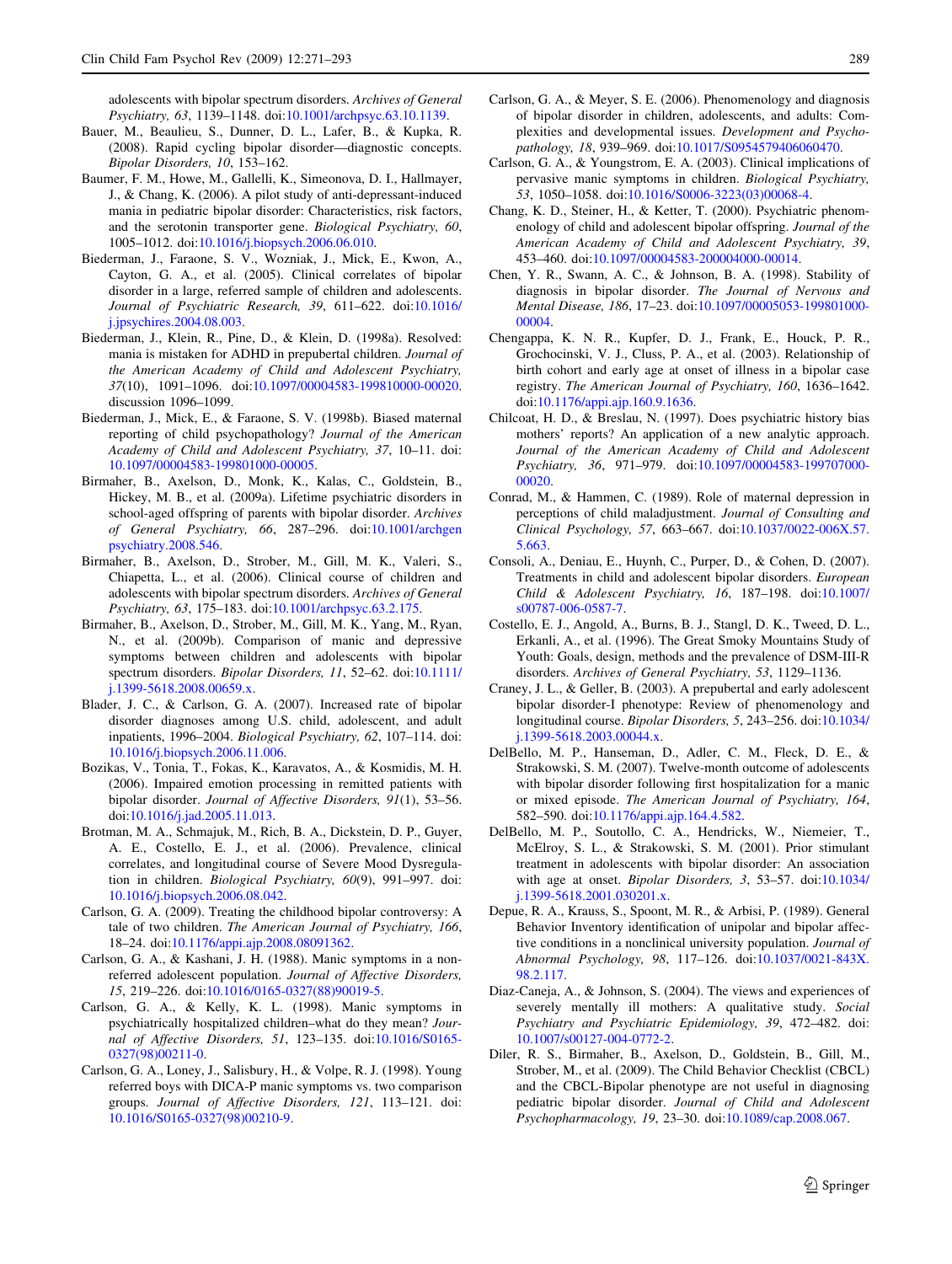adolescents with bipolar spectrum disorders. *Archives of General Psychiatry, 63*, 1139–1148. doi:10.1001/archpsyc.63.10.1139.

Bauer, M., Beaulieu, S., Dunner, D. L., Lafer, B., & Kupka, R. (2008). Rapid cycling bipolar disorder—diagnostic concepts. *Bipolar Disorders, 10*, 153–162.

Baumer, F. M., Howe, M., Gallelli, K., Simeonova, D. I., Hallmayer, J., & Chang, K. (2006). A pilot study of anti-depressant-induced mania in pediatric bipolar disorder: Characteristics, risk factors, and the serotonin transporter gene. *Biological Psychiatry, 60*, 1005–1012. doi:10.1016/j.biopsych.2006.06.010.

Biederman, J., Faraone, S. V., Wozniak, J., Mick, E., Kwon, A., Cayton, G. A., et al. (2005). Clinical correlates of bipolar disorder in a large, referred sample of children and adolescents. *Journal of Psychiatric Research, 39*, 611–622. doi:10.1016/j.jpsychires.2004.08.003.

Biederman, J., Klein, R., Pine, D., & Klein, D. (1998a). Resolved: mania is mistaken for ADHD in prepubertal children. *Journal of the American Academy of Child and Adolescent Psychiatry, 37*(10), 1091–1096. doi:10.1097/00004583-199810000-00020. discussion 1096–1099.

Biederman, J., Mick, E., & Faraone, S. V. (1998b). Biased maternal reporting of child psychopathology? *Journal of the American Academy of Child and Adolescent Psychiatry, 37*, 10–11. doi:10.1097/00004583-199801000-00005.

Birmaher, B., Axelson, D., Monk, K., Kalas, C., Goldstein, B., Hickey, M. B., et al. (2009a). Lifetime psychiatric disorders in school-aged offspring of parents with bipolar disorder. *Archives of General Psychiatry, 66*, 287–296. doi:10.1001/archgenpsychiatry.2008.546.

Birmaher, B., Axelson, D., Strober, M., Gill, M. K., Valeri, S., Chiapetta, L., et al. (2006). Clinical course of children and adolescents with bipolar spectrum disorders. *Archives of General Psychiatry, 63*, 175–183. doi:10.1001/archpsyc.63.2.175.

Birmaher, B., Axelson, D., Strober, M., Gill, M. K., Yang, M., Ryan, N., et al. (2009b). Comparison of manic and depressive symptoms between children and adolescents with bipolar spectrum disorders. *Bipolar Disorders, 11*, 52–62. doi:10.1111/j.1399-5618.2008.00659.x.

Blader, J. C., & Carlson, G. A. (2007). Increased rate of bipolar disorder diagnoses among U.S. child, adolescent, and adult inpatients, 1996–2004. *Biological Psychiatry, 62*, 107–114. doi:10.1016/j.biopsych.2006.11.006.

Bozikas, V., Tonia, T., Fokas, K., Karavatos, A., & Kosmidis, M. H. (2006). Impaired emotion processing in remitted patients with bipolar disorder. *Journal of Affective Disorders, 91*(1), 53–56. doi:10.1016/j.jad.2005.11.013.

Brotman, M. A., Schmajuk, M., Rich, B. A., Dickstein, D. P., Guyer, A. E., Costello, E. J., et al. (2006). Prevalence, clinical correlates, and longitudinal course of Severe Mood Dysregulation in children. *Biological Psychiatry, 60*(9), 991–997. doi:10.1016/j.biopsych.2006.08.042.

Carlson, G. A. (2009). Treating the childhood bipolar controversy: A tale of two children. *The American Journal of Psychiatry, 166*, 18–24. doi:10.1176/appi.ajp.2008.08091362.

Carlson, G. A., & Kashani, J. H. (1988). Manic symptoms in a non-referred adolescent population. *Journal of Affective Disorders, 15*, 219–226. doi:10.1016/0165-0327(88)90019-5.

Carlson, G. A., & Kelly, K. L. (1998). Manic symptoms in psychiatrically hospitalized children–what do they mean? *Journal of Affective Disorders, 51*, 123–135. doi:10.1016/S0165-0327(98)00211-0.

Carlson, G. A., Loney, J., Salisbury, H., & Volpe, R. J. (1998). Young referred boys with DICA-P manic symptoms vs. two comparison groups. *Journal of Affective Disorders, 121*, 113–121. doi:10.1016/S0165-0327(98)00210-9.

Carlson, G. A., & Meyer, S. E. (2006). Phenomenology and diagnosis of bipolar disorder in children, adolescents, and adults: Complexities and developmental issues. *Development and Psychopathology, 18*, 939–969. doi:10.1017/S0954579406060470.

Carlson, G. A., & Youngstrom, E. A. (2003). Clinical implications of pervasive manic symptoms in children. *Biological Psychiatry, 53*, 1050–1058. doi:10.1016/S0006-3223(03)00068-4.

Chang, K. D., Steiner, H., & Ketter, T. (2000). Psychiatric phenomenology of child and adolescent bipolar offspring. *Journal of the American Academy of Child and Adolescent Psychiatry, 39*, 453–460. doi:10.1097/00004583-200004000-00014.

Chen, Y. R., Swann, A. C., & Johnson, B. A. (1998). Stability of diagnosis in bipolar disorder. *The Journal of Nervous and Mental Disease, 186*, 17–23. doi:10.1097/00005053-199801000-00004.

Chengappa, K. N. R., Kupfer, D. J., Frank, E., Houck, P. R., Grochocinski, V. J., Cluss, P. A., et al. (2003). Relationship of birth cohort and early age at onset of illness in a bipolar case registry. *The American Journal of Psychiatry, 160*, 1636–1642. doi:10.1176/appi.ajp.160.9.1636.

Chilcoat, H. D., & Breslau, N. (1997). Does psychiatric history bias mothers' reports? An application of a new analytic approach. *Journal of the American Academy of Child and Adolescent Psychiatry, 36*, 971–979. doi:10.1097/00004583-199707000-00020.

Conrad, M., & Hammen, C. (1989). Role of maternal depression in perceptions of child maladjustment. *Journal of Consulting and Clinical Psychology, 57*, 663–667. doi:10.1037/0022-006X.57.5.663.

Consoli, A., Deniau, E., Huynh, C., Purper, D., & Cohen, D. (2007). Treatments in child and adolescent bipolar disorders. *European Child & Adolescent Psychiatry, 16*, 187–198. doi:10.1007/s00787-006-0587-7.

Costello, E. J., Angold, A., Burns, B. J., Stangl, D. K., Tweed, D. L., Erkanli, A., et al. (1996). The Great Smoky Mountains Study of Youth: Goals, design, methods and the prevalence of DSM-III-R disorders. *Archives of General Psychiatry, 53*, 1129–1136.

Craney, J. L., & Geller, B. (2003). A prepubertal and early adolescent bipolar disorder-I phenotype: Review of phenomenology and longitudinal course. *Bipolar Disorders, 5*, 243–256. doi:10.1034/j.1399-5618.2003.00044.x.

DelBello, M. P., Hanseman, D., Adler, C. M., Fleck, D. E., & Strakowski, S. M. (2007). Twelve-month outcome of adolescents with bipolar disorder following first hospitalization for a manic or mixed episode. *The American Journal of Psychiatry, 164*, 582–590. doi:10.1176/appi.ajp.164.4.582.

DelBello, M. P., Soutullo, C. A., Hendricks, W., Niemeier, T., McElroy, S. L., & Strakowski, S. M. (2001). Prior stimulant treatment in adolescents with bipolar disorder: An association with age at onset. *Bipolar Disorders, 3*, 53–57. doi:10.1034/j.1399-5618.2001.030201.x.

Depue, R. A., Krauss, S., Spoont, M. R., & Arbisi, P. (1989). General Behavior Inventory identification of unipolar and bipolar affective conditions in a nonclinical university population. *Journal of Abnormal Psychology, 98*, 117–126. doi:10.1037/0021-843X.98.2.117.

Diaz-Caneja, A., & Johnson, S. (2004). The views and experiences of severely mentally ill mothers: A qualitative study. *Social Psychiatry and Psychiatric Epidemiology, 39*, 472–482. doi:10.1007/s00127-004-0772-2.

Diler, R. S., Birmaher, B., Axelson, D., Goldstein, B., Gill, M., Strober, M., et al. (2009). The Child Behavior Checklist (CBCL) and the CBCL-Bipolar phenotype are not useful in diagnosing pediatric bipolar disorder. *Journal of Child and Adolescent Psychopharmacology, 19*, 23–30. doi:10.1089/cap.2008.067.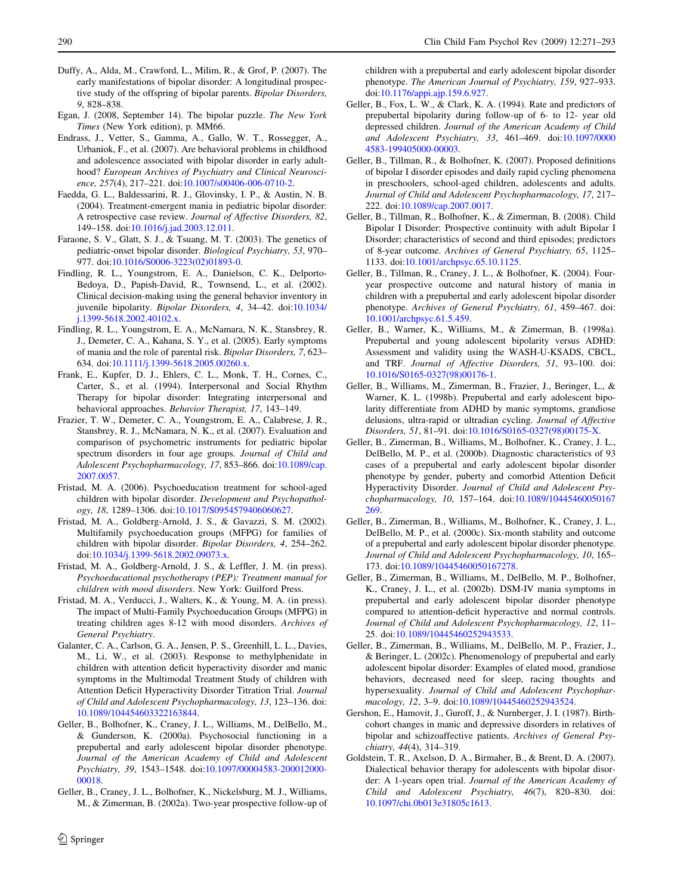Duffy, A., Alda, M., Crawford, L., Milim, R., & Grof, P. (2007). The early manifestations of bipolar disorder: A longitudinal prospective study of the offspring of bipolar parents. *Bipolar Disorders, 9*, 828–838.

Egan, J. (2008, September 14). The bipolar puzzle. *The New York Times* (New York edition), p. MM66.

Endrass, J., Vetter, S., Gamma, A., Gallo, W. T., Rossegger, A., Urbaniok, F., et al. (2007). Are behavioral problems in childhood and adolescence associated with bipolar disorder in early adulthood? *European Archives of Psychiatry and Clinical Neuroscience, 257*(4), 217–221. doi:10.1007/s00406-006-0710-2.

Faedda, G. L., Baldessarini, R. J., Glovinsky, I. P., & Austin, N. B. (2004). Treatment-emergent mania in pediatric bipolar disorder: A retrospective case review. *Journal of Affective Disorders, 82*, 149–158. doi:10.1016/j.jad.2003.12.011.

Faraone, S. V., Glatt, S. J., & Tsuang, M. T. (2003). The genetics of pediatric-onset bipolar disorder. *Biological Psychiatry, 53*, 970–977. doi:10.1016/S0006-3223(02)01893-0.

Findling, R. L., Youngstrom, E. A., Danielson, C. K., Delporto-Bedoya, D., Papish-David, R., Townsend, L., et al. (2002). Clinical decision-making using the general behavior inventory in juvenile bipolarity. *Bipolar Disorders, 4*, 34–42. doi:10.1034/j.1399-5618.2002.40102.x.

Findling, R. L., Youngstrom, E. A., McNamara, N. K., Stansbrey, R. J., Demeter, C. A., Kahana, S. Y., et al. (2005). Early symptoms of mania and the role of parental risk. *Bipolar Disorders, 7*, 623–634. doi:10.1111/j.1399-5618.2005.00260.x.

Frank, E., Kupfer, D. J., Ehlers, C. L., Monk, T. H., Cornes, C., Carter, S., et al. (1994). Interpersonal and Social Rhythm Therapy for bipolar disorder: Integrating interpersonal and behavioral approaches. *Behavior Therapist, 17*, 143–149.

Frazier, T. W., Demeter, C. A., Youngstrom, E. A., Calabrese, J. R., Stansbrey, R. J., McNamara, N. K., et al. (2007). Evaluation and comparison of psychometric instruments for pediatric bipolar spectrum disorders in four age groups. *Journal of Child and Adolescent Psychopharmacology, 17*, 853–866. doi:10.1089/cap.2007.0057.

Fristad, M. A. (2006). Psychoeducation treatment for school-aged children with bipolar disorder. *Development and Psychopathology, 18*, 1289–1306. doi:10.1017/S0954579406060627.

Fristad, M. A., Goldberg-Arnold, J. S., & Gavazzi, S. M. (2002). Multifamily psychoeducation groups (MFPG) for families of children with bipolar disorder. *Bipolar Disorders, 4*, 254–262. doi:10.1034/j.1399-5618.2002.09073.x.

Fristad, M. A., Goldberg-Arnold, J. S., & Leffler, J. M. (in press). *Psychoeducational psychotherapy (PEP): Treatment manual for children with mood disorders*. New York: Guilford Press.

Fristad, M. A., Verducci, J., Walters, K., & Young, M. A. (in press). The impact of Multi-Family Psychoeducation Groups (MFPG) in treating children ages 8-12 with mood disorders. *Archives of General Psychiatry*.

Galanter, C. A., Carlson, G. A., Jensen, P. S., Greenhill, L. L., Davies, M., Li, W., et al. (2003). Response to methylphenidate in children with attention deficit hyperactivity disorder and manic symptoms in the Multimodal Treatment Study of children with Attention Deficit Hyperactivity Disorder Titration Trial. *Journal of Child and Adolescent Psychopharmacology, 13*, 123–136. doi:10.1089/104454603322163844.

Geller, B., Bolhofner, K., Craney, J. L., Williams, M., DelBello, M., & Gunderson, K. (2000a). Psychosocial functioning in a prepubertal and early adolescent bipolar disorder phenotype. *Journal of the American Academy of Child and Adolescent Psychiatry, 39*, 1543–1548. doi:10.1097/00004583-200012000-00018.

Geller, B., Craney, J. L., Bolhofner, K., Nickelsburg, M. J., Williams, M., & Zimerman, B. (2002a). Two-year prospective follow-up of children with a prepubertal and early adolescent bipolar disorder phenotype. *The American Journal of Psychiatry, 159*, 927–933. doi:10.1176/appi.ajp.159.6.927.

Geller, B., Fox, L. W., & Clark, K. A. (1994). Rate and predictors of prepubertal bipolarity during follow-up of 6- to 12- year old depressed children. *Journal of the American Academy of Child and Adolescent Psychiatry, 33*, 461–469. doi:10.1097/00004583-199405000-00003.

Geller, B., Tillman, R., & Bolhofner, K. (2007). Proposed definitions of bipolar I disorder episodes and daily rapid cycling phenomena in preschoolers, school-aged children, adolescents and adults. *Journal of Child and Adolescent Psychopharmacology, 17*, 217–222. doi:10.1089/cap.2007.0017.

Geller, B., Tillman, R., Bolhofner, K., & Zimerman, B. (2008). Child Bipolar I Disorder: Prospective continuity with adult Bipolar I Disorder; characteristics of second and third episodes; predictors of 8-year outcome. *Archives of General Psychiatry, 65*, 1125–1133. doi:10.1001/archpsyc.65.10.1125.

Geller, B., Tillman, R., Craney, J. L., & Bolhofner, K. (2004). Four-year prospective outcome and natural history of mania in children with a prepubertal and early adolescent bipolar disorder phenotype. *Archives of General Psychiatry, 61*, 459–467. doi:10.1001/archpsyc.61.5.459.

Geller, B., Warner, K., Williams, M., & Zimerman, B. (1998a). Prepubertal and young adolescent bipolarity versus ADHD: Assessment and validity using the WASH-U-KSADS, CBCL, and TRF. *Journal of Affective Disorders, 51*, 93–100. doi:10.1016/S0165-0327(98)00176-1.

Geller, B., Williams, M., Zimerman, B., Frazier, J., Beringer, L., & Warner, K. L. (1998b). Prepubertal and early adolescent bipolarity differentiate from ADHD by manic symptoms, grandiose delusions, ultra-rapid or ultradian cycling. *Journal of Affective Disorders, 51*, 81–91. doi:10.1016/S0165-0327(98)00175-X.

Geller, B., Zimerman, B., Williams, M., Bolhofner, K., Craney, J. L., DelBello, M. P., et al. (2000b). Diagnostic characteristics of 93 cases of a prepubertal and early adolescent bipolar disorder phenotype by gender, puberty and comorbid Attention Deficit Hyperactivity Disorder. *Journal of Child and Adolescent Psychopharmacology, 10*, 157–164. doi:10.1089/10445460050167269.

Geller, B., Zimerman, B., Williams, M., Bolhofner, K., Craney, J. L., DelBello, M. P., et al. (2000c). Six-month stability and outcome of a prepubertal and early adolescent bipolar disorder phenotype. *Journal of Child and Adolescent Psychopharmacology, 10*, 165–173. doi:10.1089/10445460050167278.

Geller, B., Zimerman, B., Williams, M., DelBello, M. P., Bolhofner, K., Craney, J. L., et al. (2002b). DSM-IV mania symptoms in prepubertal and early adolescent bipolar disorder phenotype compared to attention-deficit hyperactive and normal controls. *Journal of Child and Adolescent Psychopharmacology, 12*, 11–25. doi:10.1089/10445460252943533.

Geller, B., Zimerman, B., Williams, M., DelBello, M. P., Frazier, J., & Beringer, L. (2002c). Phenomenology of prepubertal and early adolescent bipolar disorder: Examples of elated mood, grandiose behaviors, decreased need for sleep, racing thoughts and hypersexuality. *Journal of Child and Adolescent Psychopharmacology, 12*, 3–9. doi:10.1089/10445460252943524.

Gershon, E., Hamovit, J., Guroff, J., & Nurnberger, J. I. (1987). Birth-cohort changes in manic and depressive disorders in relatives of bipolar and schizoaffective patients. *Archives of General Psychiatry, 44*(4), 314–319.

Goldstein, T. R., Axelson, D. A., Birmaher, B., & Brent, D. A. (2007). Dialectical behavior therapy for adolescents with bipolar disorder: A 1-years open trial. *Journal of the American Academy of Child and Adolescent Psychiatry, 46*(7), 820–830. doi:10.1097/chi.0b013e31805c1613.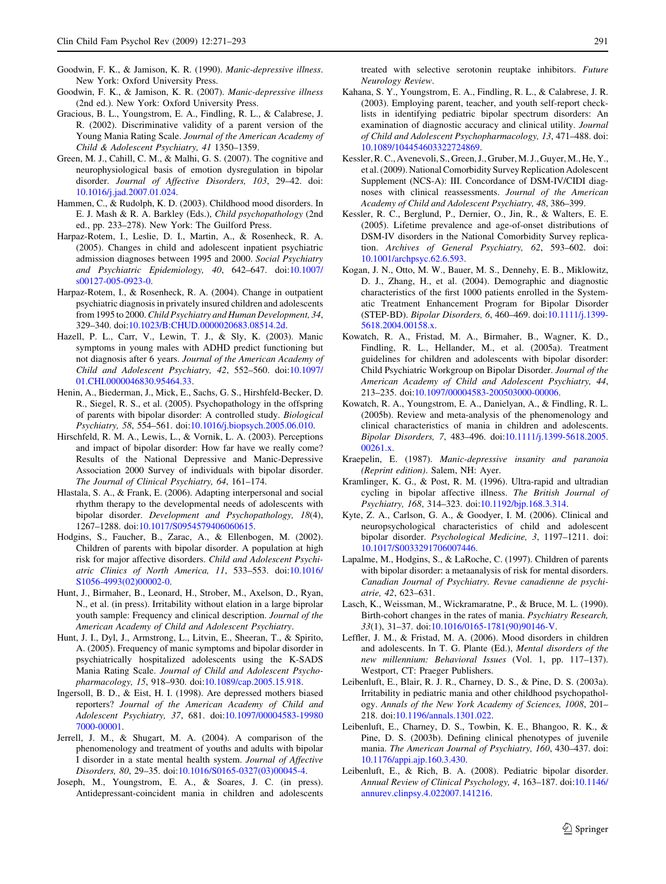Goodwin, F. K., & Jamison, K. R. (1990). *Manic-depressive illness*. New York: Oxford University Press.

Goodwin, F. K., & Jamison, K. R. (2007). *Manic-depressive illness* (2nd ed.). New York: Oxford University Press.

Gracious, B. L., Youngstrom, E. A., Findling, R. L., & Calabrese, J. R. (2002). Discriminative validity of a parent version of the Young Mania Rating Scale. *Journal of the American Academy of Child & Adolescent Psychiatry, 41* 1350–1359.

Green, M. J., Cahill, C. M., & Malhi, G. S. (2007). The cognitive and neurophysiological basis of emotion dysregulation in bipolar disorder. *Journal of Affective Disorders, 103*, 29–42. doi:10.1016/j.jad.2007.01.024.

Hammen, C., & Rudolph, K. D. (2003). Childhood mood disorders. In E. J. Mash & R. A. Barkley (Eds.), *Child psychopathology* (2nd ed., pp. 233–278). New York: The Guilford Press.

Harpaz-Rotem, I., Leslie, D. I., Martin, A., & Rosenheck, R. A. (2005). Changes in child and adolescent inpatient psychiatric admission diagnoses between 1995 and 2000. *Social Psychiatry and Psychiatric Epidemiology, 40*, 642–647. doi:10.1007/s00127-005-0923-0.

Harpaz-Rotem, I., & Rosenheck, R. A. (2004). Change in outpatient psychiatric diagnosis in privately insured children and adolescents from 1995 to 2000. *Child Psychiatry and Human Development, 34*, 329–340. doi:10.1023/B:CHUD.0000020683.08514.2d.

Hazell, P. L., Carr, V., Lewin, T. J., & Sly, K. (2003). Manic symptoms in young males with ADHD predict functioning but not diagnosis after 6 years. *Journal of the American Academy of Child and Adolescent Psychiatry, 42*, 552–560. doi:10.1097/01.CHI.0000046830.95464.33.

Henin, A., Biederman, J., Mick, E., Sachs, G. S., Hirshfeld-Becker, D. R., Siegel, R. S., et al. (2005). Psychopathology in the offspring of parents with bipolar disorder: A controlled study. *Biological Psychiatry, 58*, 554–561. doi:10.1016/j.biopsych.2005.06.010.

Hirschfeld, R. M. A., Lewis, L., & Vornik, L. A. (2003). Perceptions and impact of bipolar disorder: How far have we really come? Results of the National Depressive and Manic-Depressive Association 2000 Survey of individuals with bipolar disorder. *The Journal of Clinical Psychiatry, 64*, 161–174.

Hlastala, S. A., & Frank, E. (2006). Adapting interpersonal and social rhythm therapy to the developmental needs of adolescents with bipolar disorder. *Development and Psychopathology, 18*(4), 1267–1288. doi:10.1017/S0954579406060615.

Hodgins, S., Faucher, B., Zarac, A., & Ellenbogen, M. (2002). Children of parents with bipolar disorder. A population at high risk for major affective disorders. *Child and Adolescent Psychiatric Clinics of North America, 11*, 533–553. doi:10.1016/S1056-4993(02)00002-0.

Hunt, J., Birmaher, B., Leonard, H., Strober, M., Axelson, D., Ryan, N., et al. (in press). Irritability without elation in a large biproloar youth sample: Frequency and clinical description. *Journal of the American Academy of Child and Adolescent Psychiatry*.

Hunt, J. I., Dyl, J., Armstrong, L., Litvin, E., Sheeran, T., & Spirito, A. (2005). Frequency of manic symptoms and bipolar disorder in psychiatrically hospitalized adolescents using the K-SADS Mania Rating Scale. *Journal of Child and Adolescent Psychopharmacology, 15*, 918–930. doi:10.1089/cap.2005.15.918.

Ingersoll, B. D., & Eist, H. I. (1998). Are depressed mothers biased reporters? *Journal of the American Academy of Child and Adolescent Psychiatry, 37*, 681. doi:10.1097/00004583-199807000-00001.

Jerrell, J. M., & Shugart, M. A. (2004). A comparison of the phenomenology and treatment of youths and adults with bipolar I disorder in a state mental health system. *Journal of Affective Disorders, 80*, 29–35. doi:10.1016/S0165-0327(03)00045-4.

Joseph, M., Youngstrom, E. A., & Soares, J. C. (in press). Antidepressant-coincident mania in children and adolescents treated with selective serotonin reuptake inhibitors. *Future Neurology Review*.

Kahana, S. Y., Youngstrom, E. A., Findling, R. L., & Calabrese, J. R. (2003). Employing parent, teacher, and youth self-report checklists in identifying pediatric bipolar spectrum disorders: An examination of diagnostic accuracy and clinical utility. *Journal of Child and Adolescent Psychopharmacology, 13*, 471–488. doi:10.1089/104454603322724869.

Kessler, R. C., Avenevoli, S., Green, J., Gruber, M. J., Guyer, M., He, Y., et al. (2009). National Comorbidity Survey Replication Adolescent Supplement (NCS-A): III. Concordance of DSM-IV/CIDI diagnoses with clinical reassessments. *Journal of the American Academy of Child and Adolescent Psychiatry, 48*, 386–399.

Kessler, R. C., Berglund, P., Dernier, O., Jin, R., & Walters, E. E. (2005). Lifetime prevalence and age-of-onset distributions of DSM-IV disorders in the National Comorbidity Survey replication. *Archives of General Psychiatry, 62*, 593–602. doi:10.1001/archpsyc.62.6.593.

Kogan, J. N., Otto, M. W., Bauer, M. S., Dennehy, E. B., Miklowitz, D. J., Zhang, H., et al. (2004). Demographic and diagnostic characteristics of the first 1000 patients enrolled in the Systematic Treatment Enhancement Program for Bipolar Disorder (STEP-BD). *Bipolar Disorders, 6*, 460–469. doi:10.1111/j.1399-5618.2004.00158.x.

Kowatch, R. A., Fristad, M. A., Birmaher, B., Wagner, K. D., Findling, R. L., Hellander, M., et al. (2005a). Treatment guidelines for children and adolescents with bipolar disorder: Child Psychiatric Workgroup on Bipolar Disorder. *Journal of the American Academy of Child and Adolescent Psychiatry, 44*, 213–235. doi:10.1097/00004583-200503000-00006.

Kowatch, R. A., Youngstrom, E. A., Danielyan, A., & Findling, R. L. (2005b). Review and meta-analysis of the phenomenology and clinical characteristics of mania in children and adolescents. *Bipolar Disorders, 7*, 483–496. doi:10.1111/j.1399-5618.2005.00261.x.

Kraepelin, E. (1987). *Manic-depressive insanity and paranoia (Reprint edition)*. Salem, NH: Ayer.

Kramlinger, K. G., & Post, R. M. (1996). Ultra-rapid and ultradian cycling in bipolar affective illness. *The British Journal of Psychiatry, 168*, 314–323. doi:10.1192/bjp.168.3.314.

Kyte, Z. A., Carlson, G. A., & Goodyer, I. M. (2006). Clinical and neuropsychological characteristics of child and adolescent bipolar disorder. *Psychological Medicine, 3*, 1197–1211. doi:10.1017/S0033291706007446.

Lapalme, M., Hodgins, S., & LaRoche, C. (1997). Children of parents with bipolar disorder: a metaanalysis of risk for mental disorders. *Canadian Journal of Psychiatry. Revue canadienne de psychiatrie, 42*, 623–631.

Lasch, K., Weissman, M., Wickramaratne, P., & Bruce, M. L. (1990). Birth-cohort changes in the rates of mania. *Psychiatry Research, 33*(1), 31–37. doi:10.1016/0165-1781(90)90146-V.

Leffler, J. M., & Fristad, M. A. (2006). Mood disorders in children and adolescents. In T. G. Plante (Ed.), *Mental disorders of the new millennium: Behavioral Issues* (Vol. 1, pp. 117–137). Westport, CT: Praeger Publishers.

Leibenluft, E., Blair, R. J. R., Charney, D. S., & Pine, D. S. (2003a). Irritability in pediatric mania and other childhood psychopathology. *Annals of the New York Academy of Sciences, 1008*, 201–218. doi:10.1196/annals.1301.022.

Leibenluft, E., Charney, D. S., Towbin, K. E., Bhangoo, R. K., & Pine, D. S. (2003b). Defining clinical phenotypes of juvenile mania. *The American Journal of Psychiatry, 160*, 430–437. doi:10.1176/appi.ajp.160.3.430.

Leibenluft, E., & Rich, B. A. (2008). Pediatric bipolar disorder. *Annual Review of Clinical Psychology, 4*, 163–187. doi:10.1146/annurev.clinpsy.4.022007.141216.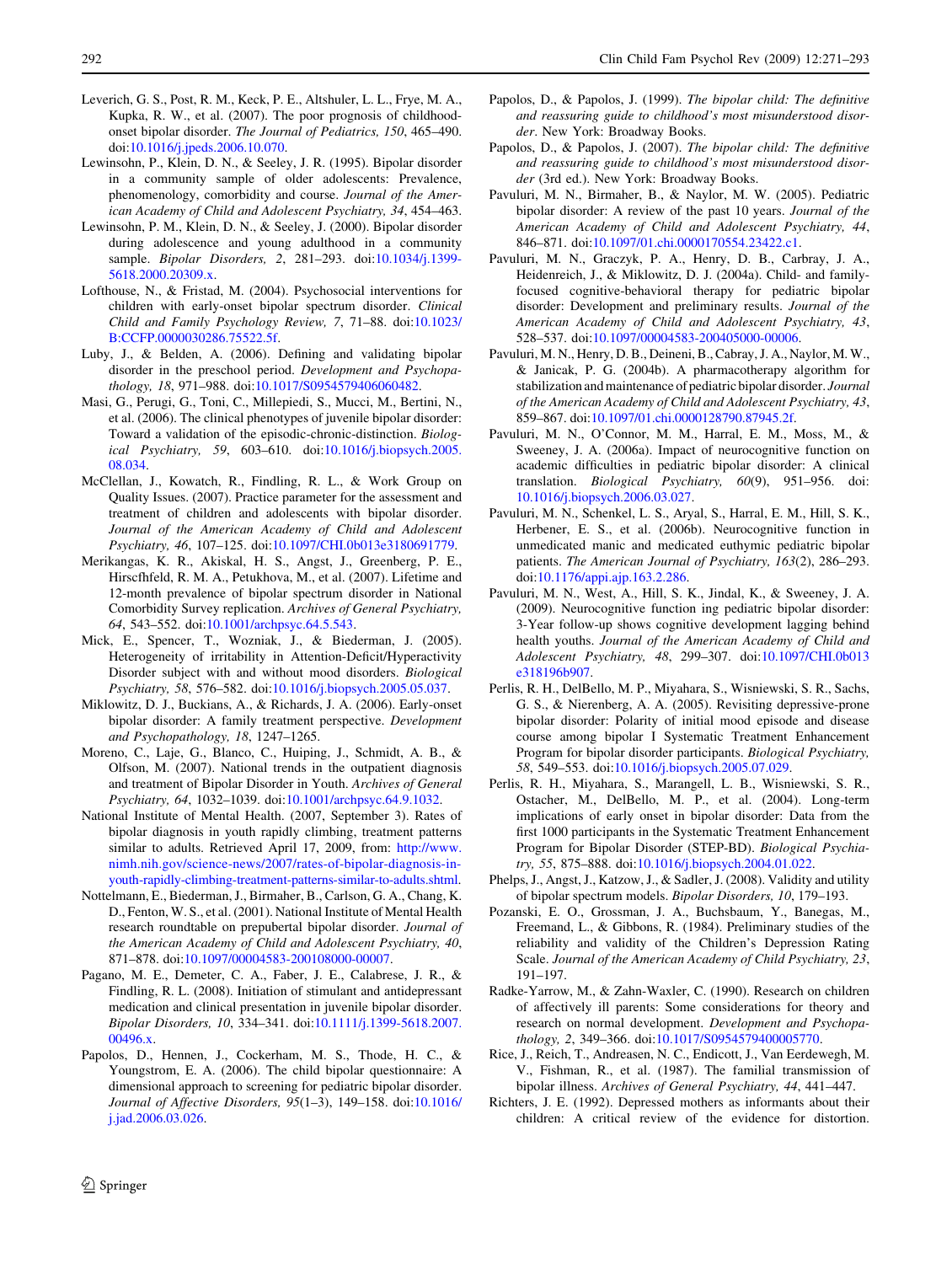Leverich, G. S., Post, R. M., Keck, P. E., Altshuler, L. L., Frye, M. A., Kupka, R. W., et al. (2007). The poor prognosis of childhood-onset bipolar disorder. *The Journal of Pediatrics, 150*, 465–490. doi:10.1016/j.jpeds.2006.10.070.

Lewinsohn, P., Klein, D. N., & Seeley, J. R. (1995). Bipolar disorder in a community sample of older adolescents: Prevalence, phenomenology, comorbidity and course. *Journal of the American Academy of Child and Adolescent Psychiatry, 34*, 454–463.

Lewinsohn, P. M., Klein, D. N., & Seeley, J. (2000). Bipolar disorder during adolescence and young adulthood in a community sample. *Bipolar Disorders, 2*, 281–293. doi:10.1034/j.1399-5618.2000.20309.x.

Lofthouse, N., & Fristad, M. (2004). Psychosocial interventions for children with early-onset bipolar spectrum disorder. *Clinical Child and Family Psychology Review, 7*, 71–88. doi:10.1023/B:CCFP.0000030286.75522.5f.

Luby, J., & Belden, A. (2006). Defining and validating bipolar disorder in the preschool period. *Development and Psychopathology, 18*, 971–988. doi:10.1017/S0954579406060482.

Masi, G., Perugi, G., Toni, C., Millepiedi, S., Mucci, M., Bertini, N., et al. (2006). The clinical phenotypes of juvenile bipolar disorder: Toward a validation of the episodic-chronic-distinction. *Biological Psychiatry, 59*, 603–610. doi:10.1016/j.biopsych.2005.08.034.

McClellan, J., Kowatch, R., Findling, R. L., & Work Group on Quality Issues. (2007). Practice parameter for the assessment and treatment of children and adolescents with bipolar disorder. *Journal of the American Academy of Child and Adolescent Psychiatry, 46*, 107–125. doi:10.1097/CHI.0b013e3180691779.

Merikangas, K. R., Akiskal, H. S., Angst, J., Greenberg, P. E., Hirscfhfeld, R. M. A., Petukhova, M., et al. (2007). Lifetime and 12-month prevalence of bipolar spectrum disorder in National Comorbidity Survey replication. *Archives of General Psychiatry, 64*, 543–552. doi:10.1001/archpsyc.64.5.543.

Mick, E., Spencer, T., Wozniak, J., & Biederman, J. (2005). Heterogeneity of irritability in Attention-Deficit/Hyperactivity Disorder subject with and without mood disorders. *Biological Psychiatry, 58*, 576–582. doi:10.1016/j.biopsych.2005.05.037.

Miklowitz, D. J., Buckians, A., & Richards, J. A. (2006). Early-onset bipolar disorder: A family treatment perspective. *Development and Psychopathology, 18*, 1247–1265.

Moreno, C., Laje, G., Blanco, C., Huiping, J., Schmidt, A. B., & Olfson, M. (2007). National trends in the outpatient diagnosis and treatment of Bipolar Disorder in Youth. *Archives of General Psychiatry, 64*, 1032–1039. doi:10.1001/archpsyc.64.9.1032.

National Institute of Mental Health. (2007, September 3). Rates of bipolar diagnosis in youth rapidly climbing, treatment patterns similar to adults. Retrieved April 17, 2009, from: http://www.nimh.nih.gov/science-news/2007/rates-of-bipolar-diagnosis-in-youth-rapidly-climbing-treatment-patterns-similar-to-adults.shtml.

Nottelmann, E., Biederman, J., Birmaher, B., Carlson, G. A., Chang, K. D., Fenton, W. S., et al. (2001). National Institute of Mental Health research roundtable on prepubertal bipolar disorder. *Journal of the American Academy of Child and Adolescent Psychiatry, 40*, 871–878. doi:10.1097/00004583-200108000-00007.

Pagano, M. E., Demeter, C. A., Faber, J. E., Calabrese, J. R., & Findling, R. L. (2008). Initiation of stimulant and antidepressant medication and clinical presentation in juvenile bipolar disorder. *Bipolar Disorders, 10*, 334–341. doi:10.1111/j.1399-5618.2007.00496.x.

Papolos, D., Hennen, J., Cockerham, M. S., Thode, H. C., & Youngstrom, E. A. (2006). The child bipolar questionnaire: A dimensional approach to screening for pediatric bipolar disorder. *Journal of Affective Disorders, 95*(1–3), 149–158. doi:10.1016/j.jad.2006.03.026.

Papolos, D., & Papolos, J. (1999). *The bipolar child: The definitive and reassuring guide to childhood's most misunderstood disorder*. New York: Broadway Books.

Papolos, D., & Papolos, J. (2007). *The bipolar child: The definitive and reassuring guide to childhood's most misunderstood disorder* (3rd ed.). New York: Broadway Books.

Pavuluri, M. N., Birmaher, B., & Naylor, M. W. (2005). Pediatric bipolar disorder: A review of the past 10 years. *Journal of the American Academy of Child and Adolescent Psychiatry, 44*, 846–871. doi:10.1097/01.chi.0000170554.23422.c1.

Pavuluri, M. N., Graczyk, P. A., Henry, D. B., Carbray, J. A., Heidenreich, J., & Miklowitz, D. J. (2004a). Child- and family-focused cognitive-behavioral therapy for pediatric bipolar disorder: Development and preliminary results. *Journal of the American Academy of Child and Adolescent Psychiatry, 43*, 528–537. doi:10.1097/00004583-200405000-00006.

Pavuluri, M. N., Henry, D. B., Deineni, B., Cabray, J. A., Naylor, M. W., & Janicak, P. G. (2004b). A pharmacotherapy algorithm for stabilization and maintenance of pediatric bipolar disorder. *Journal of the American Academy of Child and Adolescent Psychiatry, 43*, 859–867. doi:10.1097/01.chi.0000128790.87945.2f.

Pavuluri, M. N., O'Connor, M. M., Harral, E. M., Moss, M., & Sweeney, J. A. (2006a). Impact of neurocognitive function on academic difficulties in pediatric bipolar disorder: A clinical translation. *Biological Psychiatry, 60*(9), 951–956. doi:10.1016/j.biopsych.2006.03.027.

Pavuluri, M. N., Schenkel, L. S., Aryal, S., Harral, E. M., Hill, S. K., Herbener, E. S., et al. (2006b). Neurocognitive function in unmedicated manic and medicated euthymic pediatric bipolar patients. *The American Journal of Psychiatry, 163*(2), 286–293. doi:10.1176/appi.ajp.163.2.286.

Pavuluri, M. N., West, A., Hill, S. K., Jindal, K., & Sweeney, J. A. (2009). Neurocognitive function ing pediatric bipolar disorder: 3-Year follow-up shows cognitive development lagging behind health youths. *Journal of the American Academy of Child and Adolescent Psychiatry, 48*, 299–307. doi:10.1097/CHI.0b013e318196b907.

Perlis, R. H., DelBello, M. P., Miyahara, S., Wisniewski, S. R., Sachs, G. S., & Nierenberg, A. A. (2005). Revisiting depressive-prone bipolar disorder: Polarity of initial mood episode and disease course among bipolar I Systematic Treatment Enhancement Program for bipolar disorder participants. *Biological Psychiatry, 58*, 549–553. doi:10.1016/j.biopsych.2005.07.029.

Perlis, R. H., Miyahara, S., Marangell, L. B., Wisniewski, S. R., Ostacher, M., DelBello, M. P., et al. (2004). Long-term implications of early onset in bipolar disorder: Data from the first 1000 participants in the Systematic Treatment Enhancement Program for Bipolar Disorder (STEP-BD). *Biological Psychiatry, 55*, 875–888. doi:10.1016/j.biopsych.2004.01.022.

Phelps, J., Angst, J., Katzow, J., & Sadler, J. (2008). Validity and utility of bipolar spectrum models. *Bipolar Disorders, 10*, 179–193.

Pozanski, E. O., Grossman, J. A., Buchsbaum, Y., Banegas, M., Freemand, L., & Gibbons, R. (1984). Preliminary studies of the reliability and validity of the Children's Depression Rating Scale. *Journal of the American Academy of Child Psychiatry, 23*, 191–197.

Radke-Yarrow, M., & Zahn-Waxler, C. (1990). Research on children of affectively ill parents: Some considerations for theory and research on normal development. *Development and Psychopathology, 2*, 349–366. doi:10.1017/S0954579400005770.

Rice, J., Reich, T., Andreasen, N. C., Endicott, J., Van Eerdewegh, M. V., Fishman, R., et al. (1987). The familial transmission of bipolar illness. *Archives of General Psychiatry, 44*, 441–447.

Richters, J. E. (1992). Depressed mothers as informants about their children: A critical review of the evidence for distortion.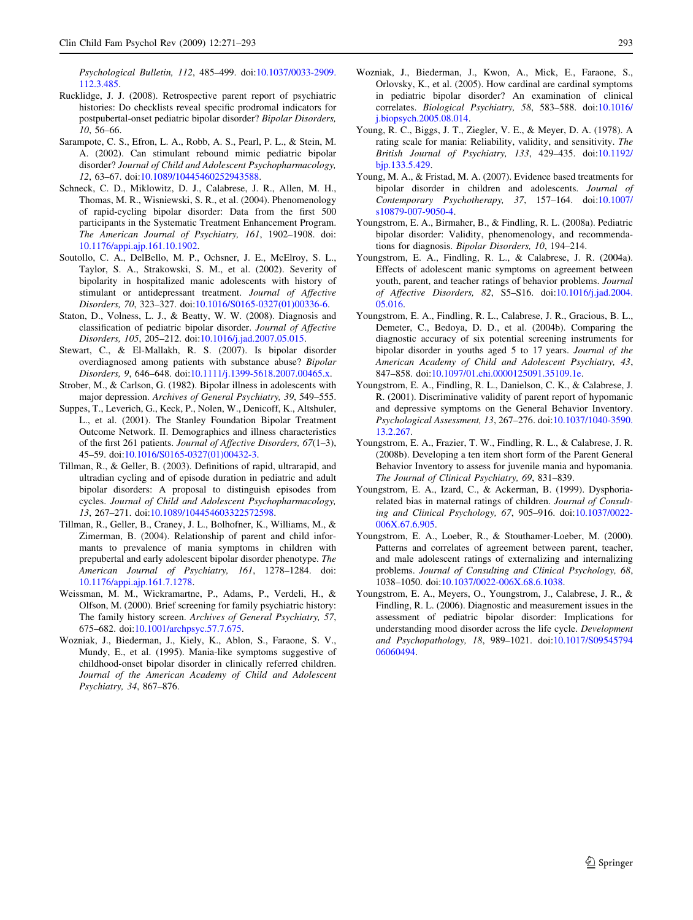*Psychological Bulletin, 112*, 485–499. doi:10.1037/0033-2909.112.3.485.

Rucklidge, J. J. (2008). Retrospective parent report of psychiatric histories: Do checklists reveal specific prodromal indicators for postpubertal-onset pediatric bipolar disorder? *Bipolar Disorders, 10*, 56–66.

Sarampote, C. S., Efron, L. A., Robb, A. S., Pearl, P. L., & Stein, M. A. (2002). Can stimulant rebound mimic pediatric bipolar disorder? *Journal of Child and Adolescent Psychopharmacology, 12*, 63–67. doi:10.1089/10445460252943588.

Schneck, C. D., Miklowitz, D. J., Calabrese, J. R., Allen, M. H., Thomas, M. R., Wisniewski, S. R., et al. (2004). Phenomenology of rapid-cycling bipolar disorder: Data from the first 500 participants in the Systematic Treatment Enhancement Program. *The American Journal of Psychiatry, 161*, 1902–1908. doi:10.1176/appi.ajp.161.10.1902.

Soutollo, C. A., DelBello, M. P., Ochsner, J. E., McElroy, S. L., Taylor, S. A., Strakowski, S. M., et al. (2002). Severity of bipolarity in hospitalized manic adolescents with history of stimulant or antidepressant treatment. *Journal of Affective Disorders, 70*, 323–327. doi:10.1016/S0165-0327(01)00336-6.

Staton, D., Volness, L. J., & Beatty, W. W. (2008). Diagnosis and classification of pediatric bipolar disorder. *Journal of Affective Disorders, 105*, 205–212. doi:10.1016/j.jad.2007.05.015.

Stewart, C., & El-Mallakh, R. S. (2007). Is bipolar disorder overdiagnosed among patients with substance abuse? *Bipolar Disorders, 9*, 646–648. doi:10.1111/j.1399-5618.2007.00465.x.

Strober, M., & Carlson, G. (1982). Bipolar illness in adolescents with major depression. *Archives of General Psychiatry, 39*, 549–555.

Suppes, T., Leverich, G., Keck, P., Nolen, W., Denicoff, K., Altshuler, L., et al. (2001). The Stanley Foundation Bipolar Treatment Outcome Network. II. Demographics and illness characteristics of the first 261 patients. *Journal of Affective Disorders, 67*(1–3), 45–59. doi:10.1016/S0165-0327(01)00432-3.

Tillman, R., & Geller, B. (2003). Definitions of rapid, ultrarapid, and ultradian cycling and of episode duration in pediatric and adult bipolar disorders: A proposal to distinguish episodes from cycles. *Journal of Child and Adolescent Psychopharmacology, 13*, 267–271. doi:10.1089/104454603322572598.

Tillman, R., Geller, B., Craney, J. L., Bolhofner, K., Williams, M., & Zimerman, B. (2004). Relationship of parent and child informants to prevalence of mania symptoms in children with prepubertal and early adolescent bipolar disorder phenotype. *The American Journal of Psychiatry, 161*, 1278–1284. doi:10.1176/appi.ajp.161.7.1278.

Weissman, M. M., Wickramartne, P., Adams, P., Verdeli, H., & Olfson, M. (2000). Brief screening for family psychiatric history: The family history screen. *Archives of General Psychiatry, 57*, 675–682. doi:10.1001/archpsyc.57.7.675.

Wozniak, J., Biederman, J., Kiely, K., Ablon, S., Faraone, S. V., Mundy, E., et al. (1995). Mania-like symptoms suggestive of childhood-onset bipolar disorder in clinically referred children. *Journal of the American Academy of Child and Adolescent Psychiatry, 34*, 867–876.

Wozniak, J., Biederman, J., Kwon, A., Mick, E., Faraone, S., Orlovsky, K., et al. (2005). How cardinal are cardinal symptoms in pediatric bipolar disorder? An examination of clinical correlates. *Biological Psychiatry, 58*, 583–588. doi:10.1016/j.biopsych.2005.08.014.

Young, R. C., Biggs, J. T., Ziegler, V. E., & Meyer, D. A. (1978). A rating scale for mania: Reliability, validity, and sensitivity. *The British Journal of Psychiatry, 133*, 429–435. doi:10.1192/bjp.133.5.429.

Young, M. A., & Fristad, M. A. (2007). Evidence based treatments for bipolar disorder in children and adolescents. *Journal of Contemporary Psychotherapy, 37*, 157–164. doi:10.1007/s10879-007-9050-4.

Youngstrom, E. A., Birmaher, B., & Findling, R. L. (2008a). Pediatric bipolar disorder: Validity, phenomenology, and recommendations for diagnosis. *Bipolar Disorders, 10*, 194–214.

Youngstrom, E. A., Findling, R. L., & Calabrese, J. R. (2004a). Effects of adolescent manic symptoms on agreement between youth, parent, and teacher ratings of behavior problems. *Journal of Affective Disorders, 82*, S5–S16. doi:10.1016/j.jad.2004.05.016.

Youngstrom, E. A., Findling, R. L., Calabrese, J. R., Gracious, B. L., Demeter, C., Bedoya, D. D., et al. (2004b). Comparing the diagnostic accuracy of six potential screening instruments for bipolar disorder in youths aged 5 to 17 years. *Journal of the American Academy of Child and Adolescent Psychiatry, 43*, 847–858. doi:10.1097/01.chi.0000125091.35109.1e.

Youngstrom, E. A., Findling, R. L., Danielson, C. K., & Calabrese, J. R. (2001). Discriminative validity of parent report of hypomanic and depressive symptoms on the General Behavior Inventory. *Psychological Assessment, 13*, 267–276. doi:10.1037/1040-3590.13.2.267.

Youngstrom, E. A., Frazier, T. W., Findling, R. L., & Calabrese, J. R. (2008b). Developing a ten item short form of the Parent General Behavior Inventory to assess for juvenile mania and hypomania. *The Journal of Clinical Psychiatry, 69*, 831–839.

Youngstrom, E. A., Izard, C., & Ackerman, B. (1999). Dysphoria-related bias in maternal ratings of children. *Journal of Consulting and Clinical Psychology, 67*, 905–916. doi:10.1037/0022-006X.67.6.905.

Youngstrom, E. A., Loeber, R., & Stouthamer-Loeber, M. (2000). Patterns and correlates of agreement between parent, teacher, and male adolescent ratings of externalizing and internalizing problems. *Journal of Consulting and Clinical Psychology, 68*, 1038–1050. doi:10.1037/0022-006X.68.6.1038.

Youngstrom, E. A., Meyers, O., Youngstrom, J., Calabrese, J. R., & Findling, R. L. (2006). Diagnostic and measurement issues in the assessment of pediatric bipolar disorder: Implications for understanding mood disorder across the life cycle. *Development and Psychopathology, 18*, 989–1021. doi:10.1017/S0954579406060494.